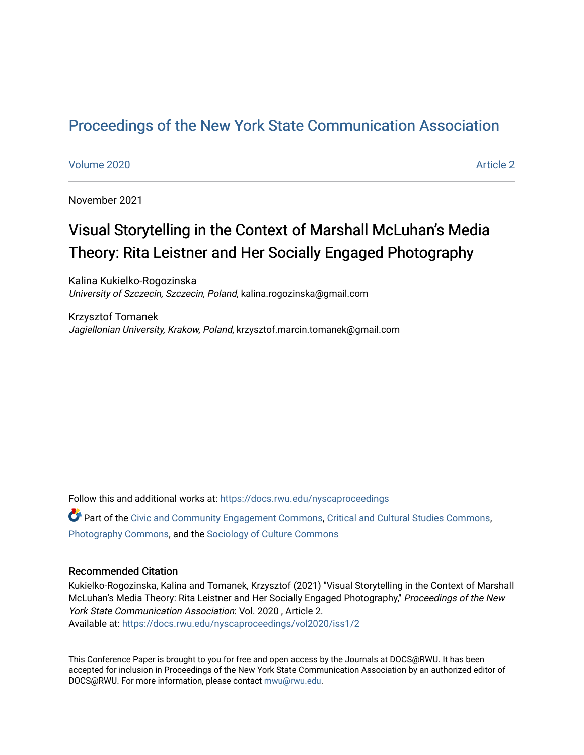# Proceedings of the New York State Communication Association

Volume 2020 Article 2

November 2021

## Visual Storytelling in the Context of Marshall McLuhan's Media Theory: Rita Leistner and Her Socially Engaged Photography

Kalina Kukielko-Rogozinska
*University of Szczecin, Szczecin, Poland*, kalina.rogozinska@gmail.com

Krzysztof Tomanek
*Jagiellonian University, Krakow, Poland*, krzysztof.marcin.tomanek@gmail.com

Follow this and additional works at: https://docs.rwu.edu/nyscaproceedings

Part of the Civic and Community Engagement Commons, Critical and Cultural Studies Commons, Photography Commons, and the Sociology of Culture Commons

### Recommended Citation

Kukielko-Rogozinska, Kalina and Tomanek, Krzysztof (2021) "Visual Storytelling in the Context of Marshall McLuhan's Media Theory: Rita Leistner and Her Socially Engaged Photography," *Proceedings of the New York State Communication Association*: Vol. 2020 , Article 2.
Available at: https://docs.rwu.edu/nyscaproceedings/vol2020/iss1/2

This Conference Paper is brought to you for free and open access by the Journals at DOCS@RWU. It has been accepted for inclusion in Proceedings of the New York State Communication Association by an authorized editor of DOCS@RWU. For more information, please contact mwu@rwu.edu.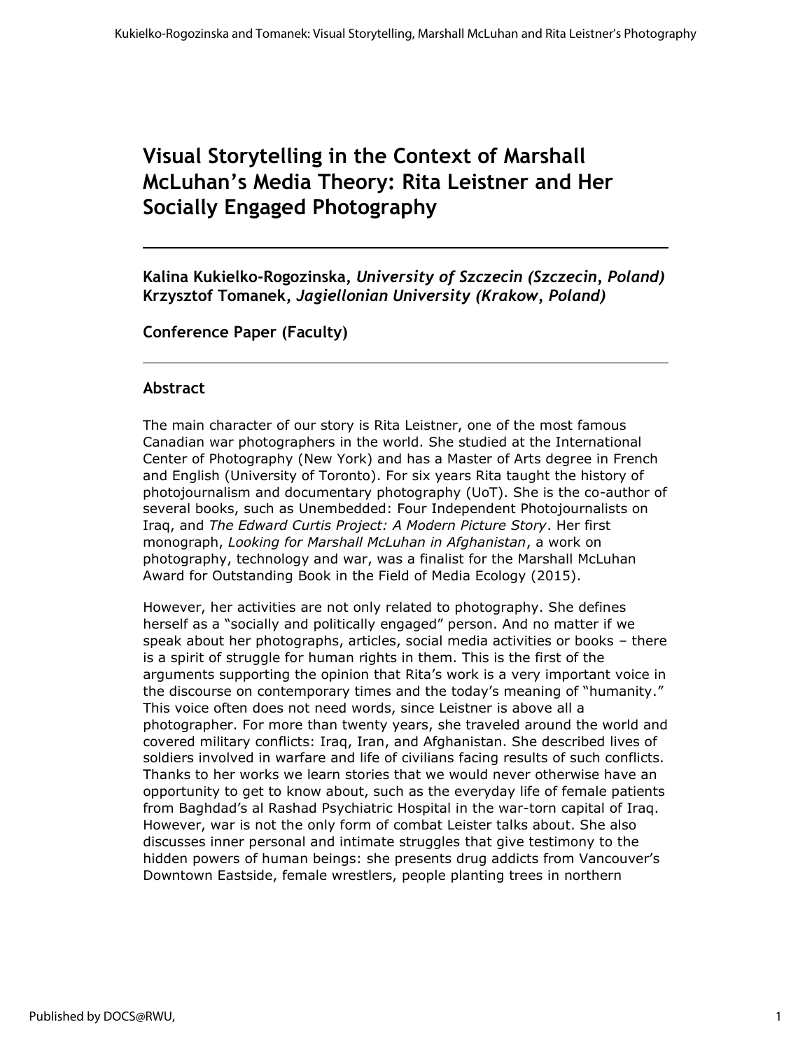# Visual Storytelling in the Context of Marshall McLuhan's Media Theory: Rita Leistner and Her Socially Engaged Photography

**Kalina Kukielko-Rogozinska**, *University of Szczecin (Szczecin, Poland)*
**Krzysztof Tomanek**, *Jagiellonian University (Krakow, Poland)*

**Conference Paper (Faculty)**

## Abstract

The main character of our story is Rita Leistner, one of the most famous Canadian war photographers in the world. She studied at the International Center of Photography (New York) and has a Master of Arts degree in French and English (University of Toronto). For six years Rita taught the history of photojournalism and documentary photography (UoT). She is the co-author of several books, such as Unembedded: Four Independent Photojournalists on Iraq, and *The Edward Curtis Project: A Modern Picture Story*. Her first monograph, *Looking for Marshall McLuhan in Afghanistan*, a work on photography, technology and war, was a finalist for the Marshall McLuhan Award for Outstanding Book in the Field of Media Ecology (2015).

However, her activities are not only related to photography. She defines herself as a "socially and politically engaged" person. And no matter if we speak about her photographs, articles, social media activities or books – there is a spirit of struggle for human rights in them. This is the first of the arguments supporting the opinion that Rita's work is a very important voice in the discourse on contemporary times and the today's meaning of "humanity." This voice often does not need words, since Leistner is above all a photographer. For more than twenty years, she traveled around the world and covered military conflicts: Iraq, Iran, and Afghanistan. She described lives of soldiers involved in warfare and life of civilians facing results of such conflicts. Thanks to her works we learn stories that we would never otherwise have an opportunity to get to know about, such as the everyday life of female patients from Baghdad's al Rashad Psychiatric Hospital in the war-torn capital of Iraq. However, war is not the only form of combat Leister talks about. She also discusses inner personal and intimate struggles that give testimony to the hidden powers of human beings: she presents drug addicts from Vancouver's Downtown Eastside, female wrestlers, people planting trees in northern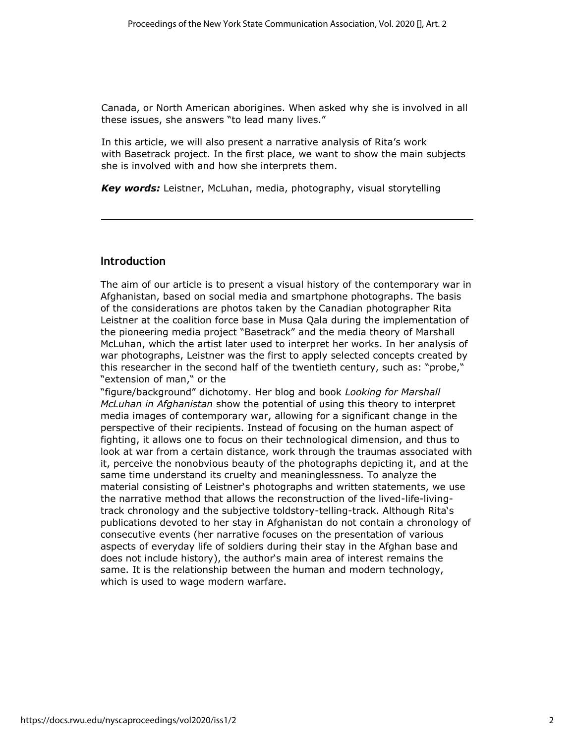Canada, or North American aborigines. When asked why she is involved in all these issues, she answers "to lead many lives."

In this article, we will also present a narrative analysis of Rita's work with Basetrack project. In the first place, we want to show the main subjects she is involved with and how she interprets them.

***Key words:*** Leistner, McLuhan, media, photography, visual storytelling

---

## Introduction

The aim of our article is to present a visual history of the contemporary war in Afghanistan, based on social media and smartphone photographs. The basis of the considerations are photos taken by the Canadian photographer Rita Leistner at the coalition force base in Musa Qala during the implementation of the pioneering media project "Basetrack" and the media theory of Marshall McLuhan, which the artist later used to interpret her works. In her analysis of war photographs, Leistner was the first to apply selected concepts created by this researcher in the second half of the twentieth century, such as: "probe," "extension of man," or the "figure/background" dichotomy. Her blog and book *Looking for Marshall McLuhan in Afghanistan* show the potential of using this theory to interpret media images of contemporary war, allowing for a significant change in the perspective of their recipients. Instead of focusing on the human aspect of fighting, it allows one to focus on their technological dimension, and thus to look at war from a certain distance, work through the traumas associated with it, perceive the nonobvious beauty of the photographs depicting it, and at the same time understand its cruelty and meaninglessness. To analyze the material consisting of Leistner's photographs and written statements, we use the narrative method that allows the reconstruction of the lived-life-living-track chronology and the subjective toldstory-telling-track. Although Rita's publications devoted to her stay in Afghanistan do not contain a chronology of consecutive events (her narrative focuses on the presentation of various aspects of everyday life of soldiers during their stay in the Afghan base and does not include history), the author's main area of interest remains the same. It is the relationship between the human and modern technology, which is used to wage modern warfare.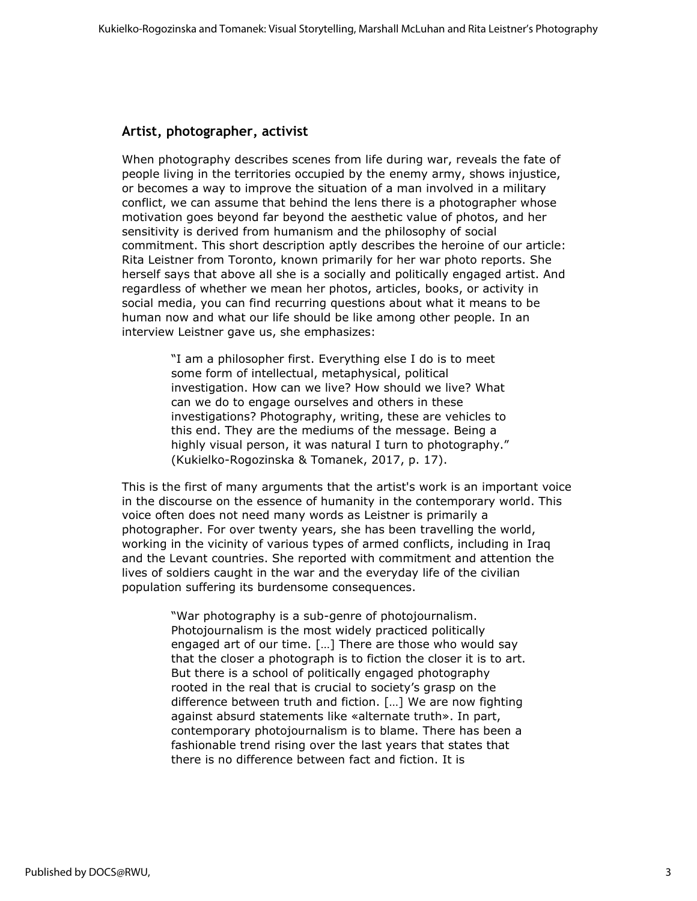## Artist, photographer, activist

When photography describes scenes from life during war, reveals the fate of people living in the territories occupied by the enemy army, shows injustice, or becomes a way to improve the situation of a man involved in a military conflict, we can assume that behind the lens there is a photographer whose motivation goes beyond far beyond the aesthetic value of photos, and her sensitivity is derived from humanism and the philosophy of social commitment. This short description aptly describes the heroine of our article: Rita Leistner from Toronto, known primarily for her war photo reports. She herself says that above all she is a socially and politically engaged artist. And regardless of whether we mean her photos, articles, books, or activity in social media, you can find recurring questions about what it means to be human now and what our life should be like among other people. In an interview Leistner gave us, she emphasizes:

> "I am a philosopher first. Everything else I do is to meet some form of intellectual, metaphysical, political investigation. How can we live? How should we live? What can we do to engage ourselves and others in these investigations? Photography, writing, these are vehicles to this end. They are the mediums of the message. Being a highly visual person, it was natural I turn to photography." (Kukielko-Rogozinska & Tomanek, 2017, p. 17).

This is the first of many arguments that the artist's work is an important voice in the discourse on the essence of humanity in the contemporary world. This voice often does not need many words as Leistner is primarily a photographer. For over twenty years, she has been travelling the world, working in the vicinity of various types of armed conflicts, including in Iraq and the Levant countries. She reported with commitment and attention the lives of soldiers caught in the war and the everyday life of the civilian population suffering its burdensome consequences.

> "War photography is a sub-genre of photojournalism. Photojournalism is the most widely practiced politically engaged art of our time. […] There are those who would say that the closer a photograph is to fiction the closer it is to art. But there is a school of politically engaged photography rooted in the real that is crucial to society's grasp on the difference between truth and fiction. […] We are now fighting against absurd statements like «alternate truth». In part, contemporary photojournalism is to blame. There has been a fashionable trend rising over the last years that states that there is no difference between fact and fiction. It is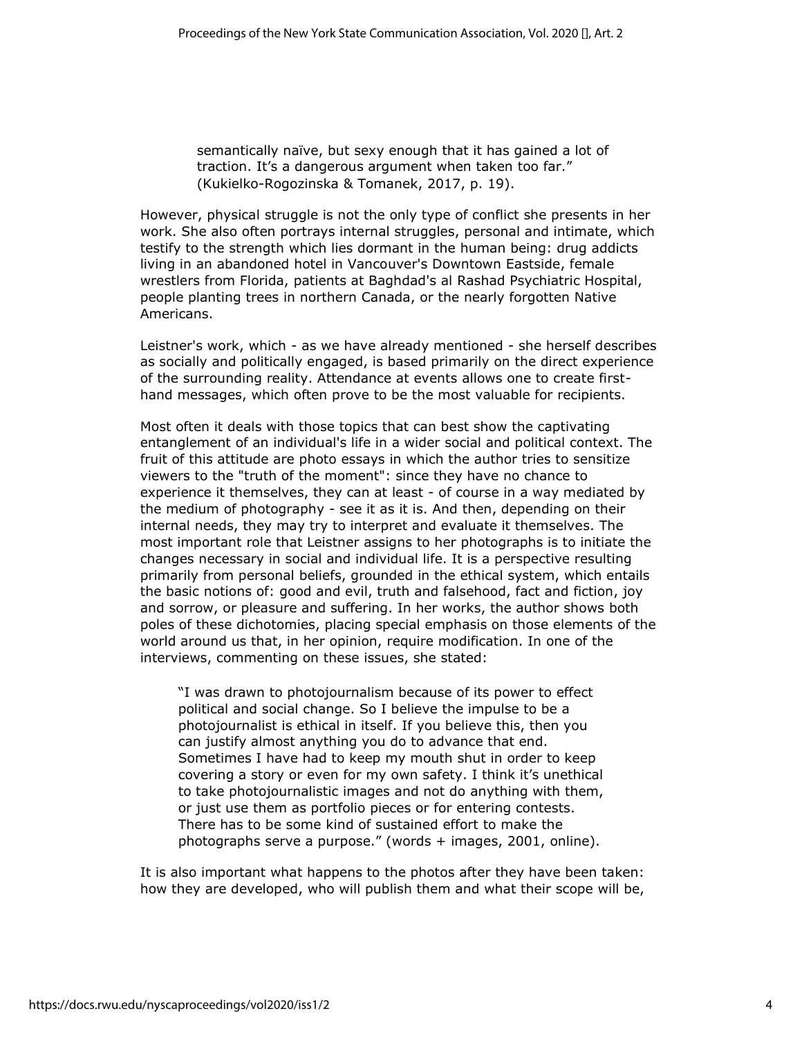> semantically naïve, but sexy enough that it has gained a lot of traction. It's a dangerous argument when taken too far." (Kukielko-Rogozinska & Tomanek, 2017, p. 19).

However, physical struggle is not the only type of conflict she presents in her work. She also often portrays internal struggles, personal and intimate, which testify to the strength which lies dormant in the human being: drug addicts living in an abandoned hotel in Vancouver's Downtown Eastside, female wrestlers from Florida, patients at Baghdad's al Rashad Psychiatric Hospital, people planting trees in northern Canada, or the nearly forgotten Native Americans.

Leistner's work, which - as we have already mentioned - she herself describes as socially and politically engaged, is based primarily on the direct experience of the surrounding reality. Attendance at events allows one to create first-hand messages, which often prove to be the most valuable for recipients.

Most often it deals with those topics that can best show the captivating entanglement of an individual's life in a wider social and political context. The fruit of this attitude are photo essays in which the author tries to sensitize viewers to the "truth of the moment": since they have no chance to experience it themselves, they can at least - of course in a way mediated by the medium of photography - see it as it is. And then, depending on their internal needs, they may try to interpret and evaluate it themselves. The most important role that Leistner assigns to her photographs is to initiate the changes necessary in social and individual life. It is a perspective resulting primarily from personal beliefs, grounded in the ethical system, which entails the basic notions of: good and evil, truth and falsehood, fact and fiction, joy and sorrow, or pleasure and suffering. In her works, the author shows both poles of these dichotomies, placing special emphasis on those elements of the world around us that, in her opinion, require modification. In one of the interviews, commenting on these issues, she stated:

> "I was drawn to photojournalism because of its power to effect political and social change. So I believe the impulse to be a photojournalist is ethical in itself. If you believe this, then you can justify almost anything you do to advance that end. Sometimes I have had to keep my mouth shut in order to keep covering a story or even for my own safety. I think it's unethical to take photojournalistic images and not do anything with them, or just use them as portfolio pieces or for entering contests. There has to be some kind of sustained effort to make the photographs serve a purpose." (words + images, 2001, online).

It is also important what happens to the photos after they have been taken: how they are developed, who will publish them and what their scope will be,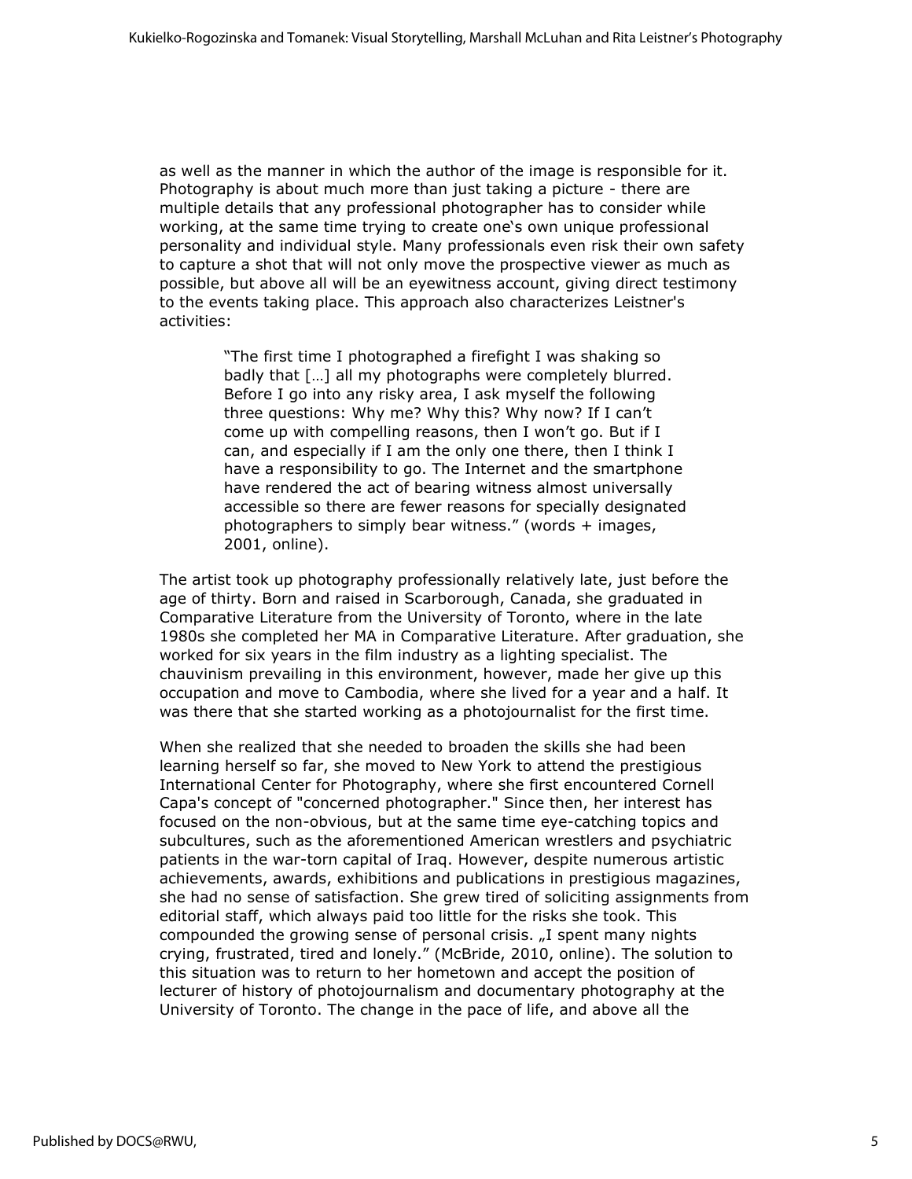as well as the manner in which the author of the image is responsible for it. Photography is about much more than just taking a picture - there are multiple details that any professional photographer has to consider while working, at the same time trying to create one's own unique professional personality and individual style. Many professionals even risk their own safety to capture a shot that will not only move the prospective viewer as much as possible, but above all will be an eyewitness account, giving direct testimony to the events taking place. This approach also characterizes Leistner's activities:

> "The first time I photographed a firefight I was shaking so badly that […] all my photographs were completely blurred. Before I go into any risky area, I ask myself the following three questions: Why me? Why this? Why now? If I can't come up with compelling reasons, then I won't go. But if I can, and especially if I am the only one there, then I think I have a responsibility to go. The Internet and the smartphone have rendered the act of bearing witness almost universally accessible so there are fewer reasons for specially designated photographers to simply bear witness." (words + images, 2001, online).

The artist took up photography professionally relatively late, just before the age of thirty. Born and raised in Scarborough, Canada, she graduated in Comparative Literature from the University of Toronto, where in the late 1980s she completed her MA in Comparative Literature. After graduation, she worked for six years in the film industry as a lighting specialist. The chauvinism prevailing in this environment, however, made her give up this occupation and move to Cambodia, where she lived for a year and a half. It was there that she started working as a photojournalist for the first time.

When she realized that she needed to broaden the skills she had been learning herself so far, she moved to New York to attend the prestigious International Center for Photography, where she first encountered Cornell Capa's concept of "concerned photographer." Since then, her interest has focused on the non-obvious, but at the same time eye-catching topics and subcultures, such as the aforementioned American wrestlers and psychiatric patients in the war-torn capital of Iraq. However, despite numerous artistic achievements, awards, exhibitions and publications in prestigious magazines, she had no sense of satisfaction. She grew tired of soliciting assignments from editorial staff, which always paid too little for the risks she took. This compounded the growing sense of personal crisis. „I spent many nights crying, frustrated, tired and lonely." (McBride, 2010, online). The solution to this situation was to return to her hometown and accept the position of lecturer of history of photojournalism and documentary photography at the University of Toronto. The change in the pace of life, and above all the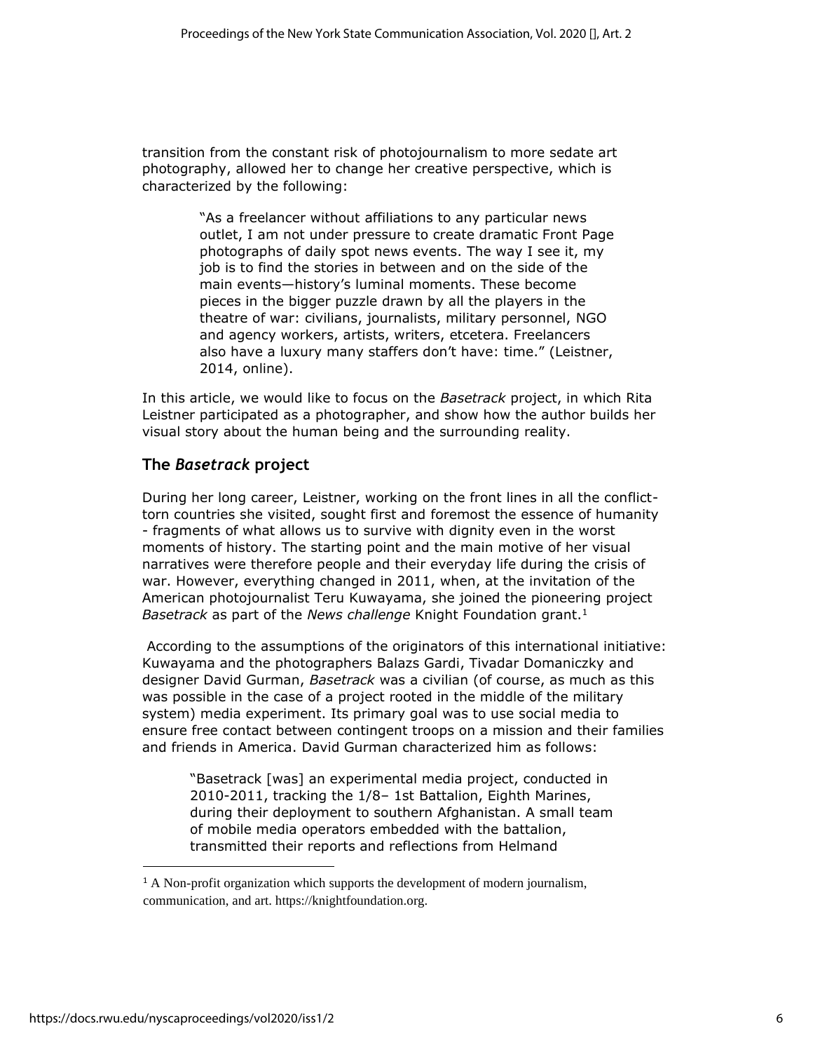transition from the constant risk of photojournalism to more sedate art photography, allowed her to change her creative perspective, which is characterized by the following:

> "As a freelancer without affiliations to any particular news outlet, I am not under pressure to create dramatic Front Page photographs of daily spot news events. The way I see it, my job is to find the stories in between and on the side of the main events—history's luminal moments. These become pieces in the bigger puzzle drawn by all the players in the theatre of war: civilians, journalists, military personnel, NGO and agency workers, artists, writers, etcetera. Freelancers also have a luxury many staffers don't have: time." (Leistner, 2014, online).

In this article, we would like to focus on the *Basetrack* project, in which Rita Leistner participated as a photographer, and show how the author builds her visual story about the human being and the surrounding reality.

## The *Basetrack* project

During her long career, Leistner, working on the front lines in all the conflict-torn countries she visited, sought first and foremost the essence of humanity - fragments of what allows us to survive with dignity even in the worst moments of history. The starting point and the main motive of her visual narratives were therefore people and their everyday life during the crisis of war. However, everything changed in 2011, when, at the invitation of the American photojournalist Teru Kuwayama, she joined the pioneering project *Basetrack* as part of the *News challenge* Knight Foundation grant.[1]

According to the assumptions of the originators of this international initiative: Kuwayama and the photographers Balazs Gardi, Tivadar Domaniczky and designer David Gurman, *Basetrack* was a civilian (of course, as much as this was possible in the case of a project rooted in the middle of the military system) media experiment. Its primary goal was to use social media to ensure free contact between contingent troops on a mission and their families and friends in America. David Gurman characterized him as follows:

> "Basetrack [was] an experimental media project, conducted in 2010-2011, tracking the 1/8– 1st Battalion, Eighth Marines, during their deployment to southern Afghanistan. A small team of mobile media operators embedded with the battalion, transmitted their reports and reflections from Helmand

[1] A Non-profit organization which supports the development of modern journalism, communication, and art. https://knightfoundation.org.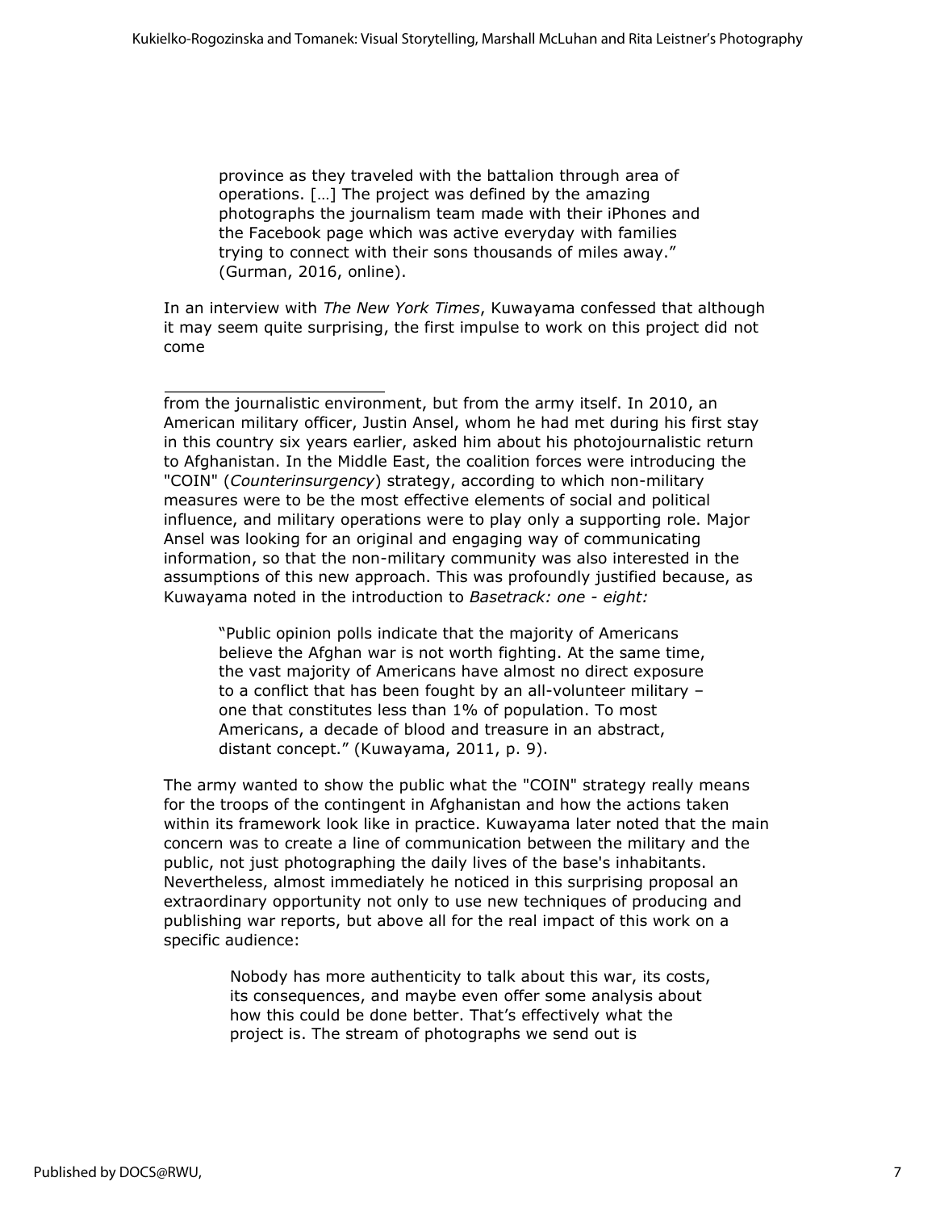> province as they traveled with the battalion through area of operations. […] The project was defined by the amazing photographs the journalism team made with their iPhones and the Facebook page which was active everyday with families trying to connect with their sons thousands of miles away." (Gurman, 2016, online).

In an interview with *The New York Times*, Kuwayama confessed that although it may seem quite surprising, the first impulse to work on this project did not come

from the journalistic environment, but from the army itself. In 2010, an American military officer, Justin Ansel, whom he had met during his first stay in this country six years earlier, asked him about his photojournalistic return to Afghanistan. In the Middle East, the coalition forces were introducing the "COIN" (*Counterinsurgency*) strategy, according to which non-military measures were to be the most effective elements of social and political influence, and military operations were to play only a supporting role. Major Ansel was looking for an original and engaging way of communicating information, so that the non-military community was also interested in the assumptions of this new approach. This was profoundly justified because, as Kuwayama noted in the introduction to *Basetrack: one - eight:*

> "Public opinion polls indicate that the majority of Americans believe the Afghan war is not worth fighting. At the same time, the vast majority of Americans have almost no direct exposure to a conflict that has been fought by an all-volunteer military – one that constitutes less than 1% of population. To most Americans, a decade of blood and treasure in an abstract, distant concept." (Kuwayama, 2011, p. 9).

The army wanted to show the public what the "COIN" strategy really means for the troops of the contingent in Afghanistan and how the actions taken within its framework look like in practice. Kuwayama later noted that the main concern was to create a line of communication between the military and the public, not just photographing the daily lives of the base's inhabitants. Nevertheless, almost immediately he noticed in this surprising proposal an extraordinary opportunity not only to use new techniques of producing and publishing war reports, but above all for the real impact of this work on a specific audience:

> Nobody has more authenticity to talk about this war, its costs, its consequences, and maybe even offer some analysis about how this could be done better. That's effectively what the project is. The stream of photographs we send out is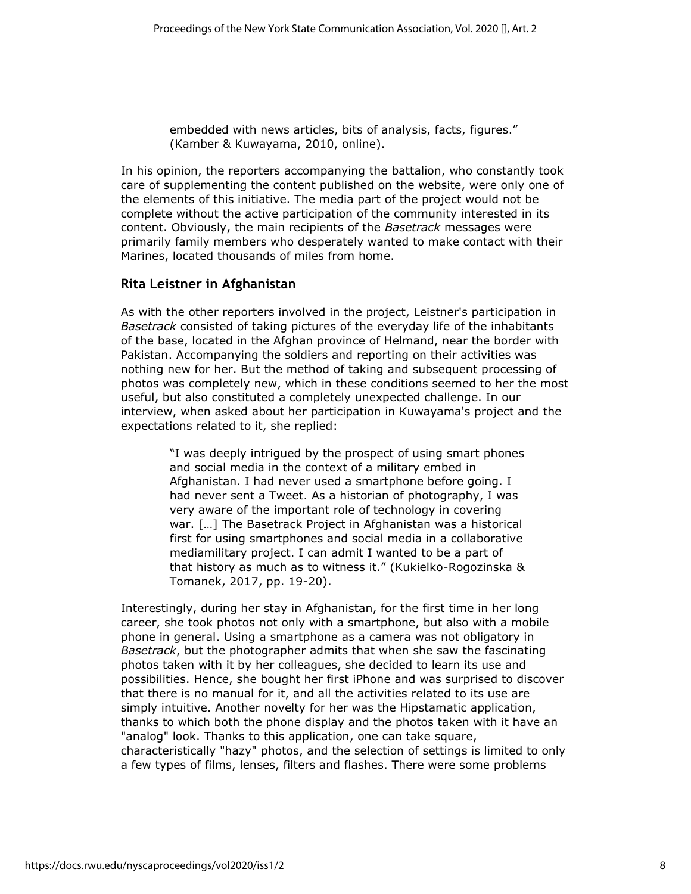> embedded with news articles, bits of analysis, facts, figures." (Kamber & Kuwayama, 2010, online).

In his opinion, the reporters accompanying the battalion, who constantly took care of supplementing the content published on the website, were only one of the elements of this initiative. The media part of the project would not be complete without the active participation of the community interested in its content. Obviously, the main recipients of the *Basetrack* messages were primarily family members who desperately wanted to make contact with their Marines, located thousands of miles from home.

## Rita Leistner in Afghanistan

As with the other reporters involved in the project, Leistner's participation in *Basetrack* consisted of taking pictures of the everyday life of the inhabitants of the base, located in the Afghan province of Helmand, near the border with Pakistan. Accompanying the soldiers and reporting on their activities was nothing new for her. But the method of taking and subsequent processing of photos was completely new, which in these conditions seemed to her the most useful, but also constituted a completely unexpected challenge. In our interview, when asked about her participation in Kuwayama's project and the expectations related to it, she replied:

> "I was deeply intrigued by the prospect of using smart phones and social media in the context of a military embed in Afghanistan. I had never used a smartphone before going. I had never sent a Tweet. As a historian of photography, I was very aware of the important role of technology in covering war. […] The Basetrack Project in Afghanistan was a historical first for using smartphones and social media in a collaborative mediamilitary project. I can admit I wanted to be a part of that history as much as to witness it." (Kukielko-Rogozinska & Tomanek, 2017, pp. 19-20).

Interestingly, during her stay in Afghanistan, for the first time in her long career, she took photos not only with a smartphone, but also with a mobile phone in general. Using a smartphone as a camera was not obligatory in *Basetrack*, but the photographer admits that when she saw the fascinating photos taken with it by her colleagues, she decided to learn its use and possibilities. Hence, she bought her first iPhone and was surprised to discover that there is no manual for it, and all the activities related to its use are simply intuitive. Another novelty for her was the Hipstamatic application, thanks to which both the phone display and the photos taken with it have an "analog" look. Thanks to this application, one can take square, characteristically "hazy" photos, and the selection of settings is limited to only a few types of films, lenses, filters and flashes. There were some problems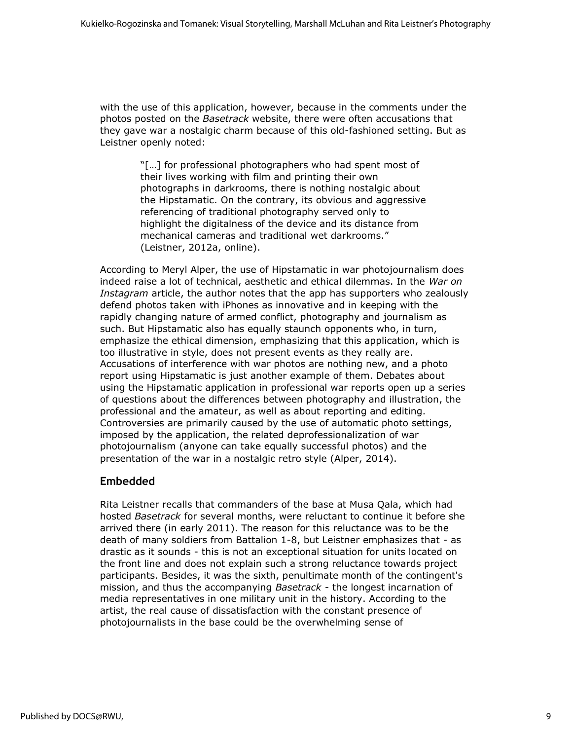with the use of this application, however, because in the comments under the photos posted on the *Basetrack* website, there were often accusations that they gave war a nostalgic charm because of this old-fashioned setting. But as Leistner openly noted:

> "[…] for professional photographers who had spent most of their lives working with film and printing their own photographs in darkrooms, there is nothing nostalgic about the Hipstamatic. On the contrary, its obvious and aggressive referencing of traditional photography served only to highlight the digitalness of the device and its distance from mechanical cameras and traditional wet darkrooms." (Leistner, 2012a, online).

According to Meryl Alper, the use of Hipstamatic in war photojournalism does indeed raise a lot of technical, aesthetic and ethical dilemmas. In the *War on Instagram* article, the author notes that the app has supporters who zealously defend photos taken with iPhones as innovative and in keeping with the rapidly changing nature of armed conflict, photography and journalism as such. But Hipstamatic also has equally staunch opponents who, in turn, emphasize the ethical dimension, emphasizing that this application, which is too illustrative in style, does not present events as they really are. Accusations of interference with war photos are nothing new, and a photo report using Hipstamatic is just another example of them. Debates about using the Hipstamatic application in professional war reports open up a series of questions about the differences between photography and illustration, the professional and the amateur, as well as about reporting and editing. Controversies are primarily caused by the use of automatic photo settings, imposed by the application, the related deprofessionalization of war photojournalism (anyone can take equally successful photos) and the presentation of the war in a nostalgic retro style (Alper, 2014).

## Embedded

Rita Leistner recalls that commanders of the base at Musa Qala, which had hosted *Basetrack* for several months, were reluctant to continue it before she arrived there (in early 2011). The reason for this reluctance was to be the death of many soldiers from Battalion 1-8, but Leistner emphasizes that - as drastic as it sounds - this is not an exceptional situation for units located on the front line and does not explain such a strong reluctance towards project participants. Besides, it was the sixth, penultimate month of the contingent's mission, and thus the accompanying *Basetrack* - the longest incarnation of media representatives in one military unit in the history. According to the artist, the real cause of dissatisfaction with the constant presence of photojournalists in the base could be the overwhelming sense of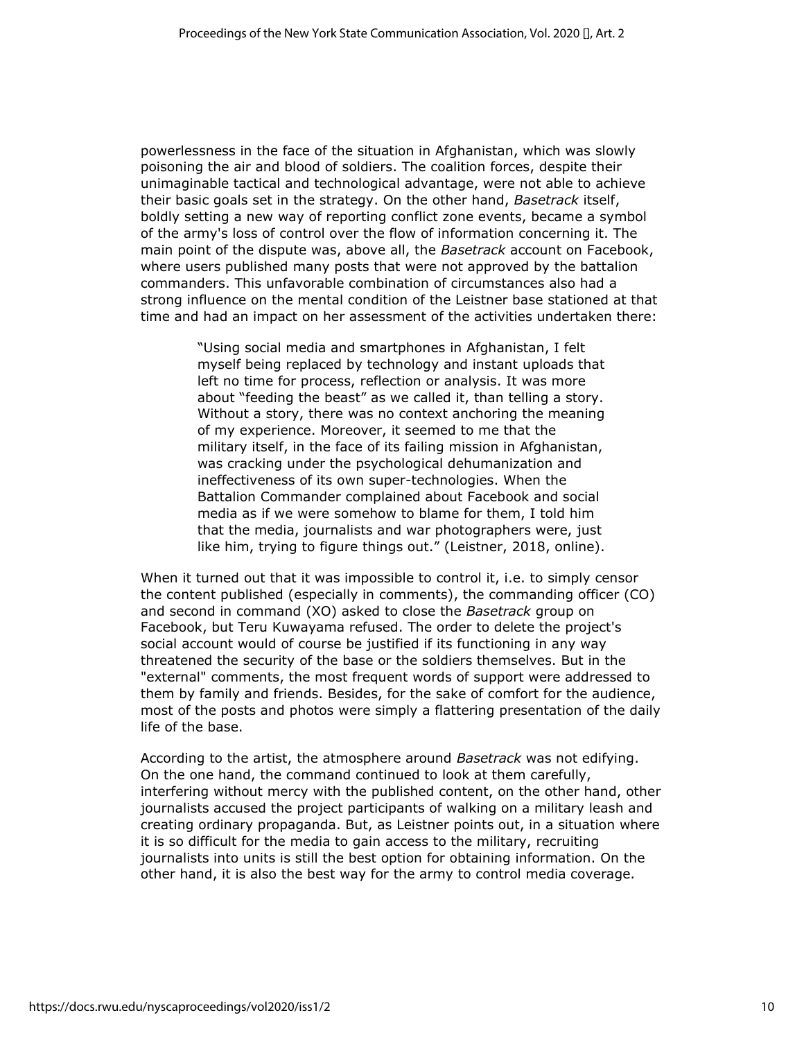powerlessness in the face of the situation in Afghanistan, which was slowly poisoning the air and blood of soldiers. The coalition forces, despite their unimaginable tactical and technological advantage, were not able to achieve their basic goals set in the strategy. On the other hand, *Basetrack* itself, boldly setting a new way of reporting conflict zone events, became a symbol of the army's loss of control over the flow of information concerning it. The main point of the dispute was, above all, the *Basetrack* account on Facebook, where users published many posts that were not approved by the battalion commanders. This unfavorable combination of circumstances also had a strong influence on the mental condition of the Leistner base stationed at that time and had an impact on her assessment of the activities undertaken there:

> "Using social media and smartphones in Afghanistan, I felt myself being replaced by technology and instant uploads that left no time for process, reflection or analysis. It was more about "feeding the beast" as we called it, than telling a story. Without a story, there was no context anchoring the meaning of my experience. Moreover, it seemed to me that the military itself, in the face of its failing mission in Afghanistan, was cracking under the psychological dehumanization and ineffectiveness of its own super-technologies. When the Battalion Commander complained about Facebook and social media as if we were somehow to blame for them, I told him that the media, journalists and war photographers were, just like him, trying to figure things out." (Leistner, 2018, online).

When it turned out that it was impossible to control it, i.e. to simply censor the content published (especially in comments), the commanding officer (CO) and second in command (XO) asked to close the *Basetrack* group on Facebook, but Teru Kuwayama refused. The order to delete the project's social account would of course be justified if its functioning in any way threatened the security of the base or the soldiers themselves. But in the "external" comments, the most frequent words of support were addressed to them by family and friends. Besides, for the sake of comfort for the audience, most of the posts and photos were simply a flattering presentation of the daily life of the base.

According to the artist, the atmosphere around *Basetrack* was not edifying. On the one hand, the command continued to look at them carefully, interfering without mercy with the published content, on the other hand, other journalists accused the project participants of walking on a military leash and creating ordinary propaganda. But, as Leistner points out, in a situation where it is so difficult for the media to gain access to the military, recruiting journalists into units is still the best option for obtaining information. On the other hand, it is also the best way for the army to control media coverage.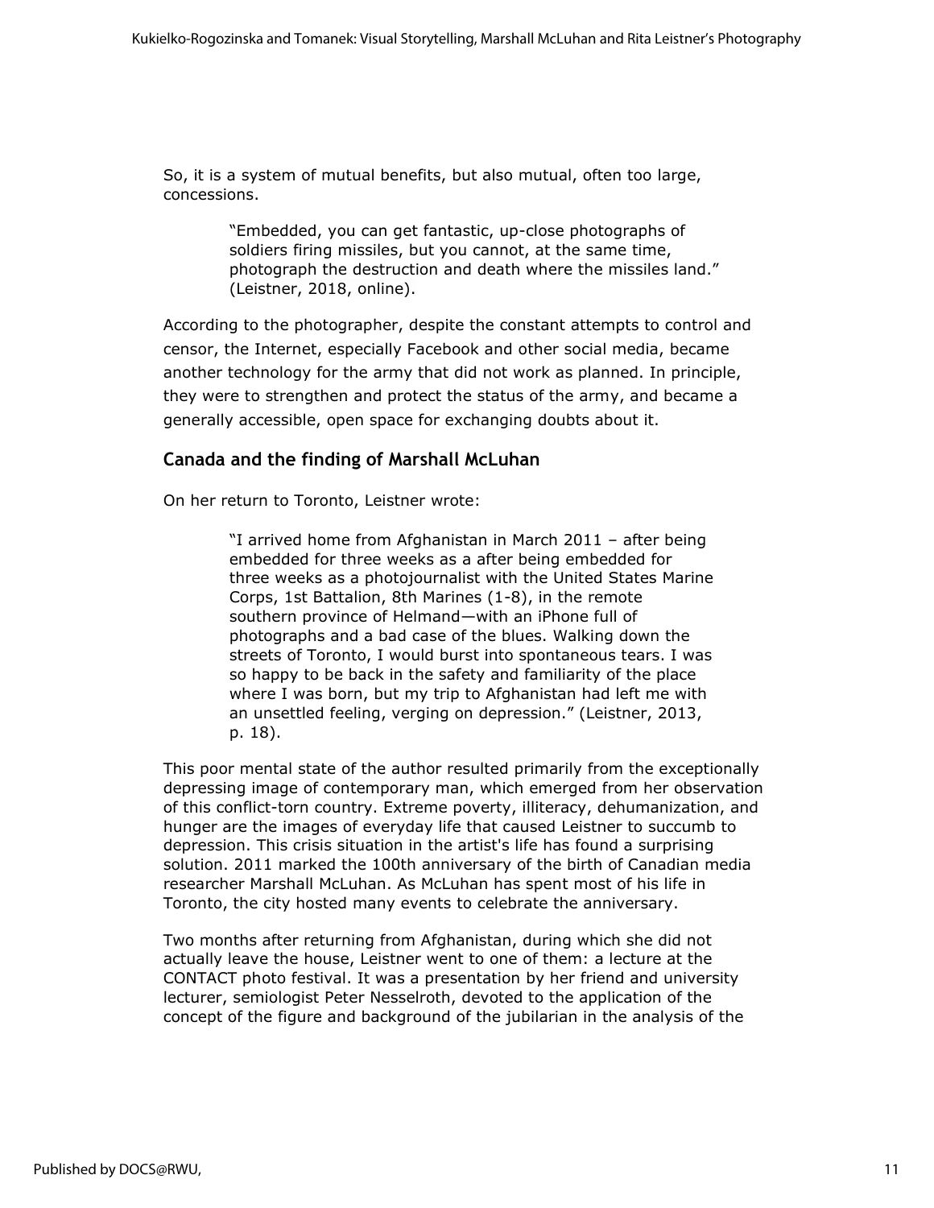So, it is a system of mutual benefits, but also mutual, often too large, concessions.

> "Embedded, you can get fantastic, up-close photographs of soldiers firing missiles, but you cannot, at the same time, photograph the destruction and death where the missiles land." (Leistner, 2018, online).

According to the photographer, despite the constant attempts to control and censor, the Internet, especially Facebook and other social media, became another technology for the army that did not work as planned. In principle, they were to strengthen and protect the status of the army, and became a generally accessible, open space for exchanging doubts about it.

## Canada and the finding of Marshall McLuhan

On her return to Toronto, Leistner wrote:

> "I arrived home from Afghanistan in March 2011 – after being embedded for three weeks as a after being embedded for three weeks as a photojournalist with the United States Marine Corps, 1st Battalion, 8th Marines (1-8), in the remote southern province of Helmand—with an iPhone full of photographs and a bad case of the blues. Walking down the streets of Toronto, I would burst into spontaneous tears. I was so happy to be back in the safety and familiarity of the place where I was born, but my trip to Afghanistan had left me with an unsettled feeling, verging on depression." (Leistner, 2013, p. 18).

This poor mental state of the author resulted primarily from the exceptionally depressing image of contemporary man, which emerged from her observation of this conflict-torn country. Extreme poverty, illiteracy, dehumanization, and hunger are the images of everyday life that caused Leistner to succumb to depression. This crisis situation in the artist's life has found a surprising solution. 2011 marked the 100th anniversary of the birth of Canadian media researcher Marshall McLuhan. As McLuhan has spent most of his life in Toronto, the city hosted many events to celebrate the anniversary.

Two months after returning from Afghanistan, during which she did not actually leave the house, Leistner went to one of them: a lecture at the CONTACT photo festival. It was a presentation by her friend and university lecturer, semiologist Peter Nesselroth, devoted to the application of the concept of the figure and background of the jubilarian in the analysis of the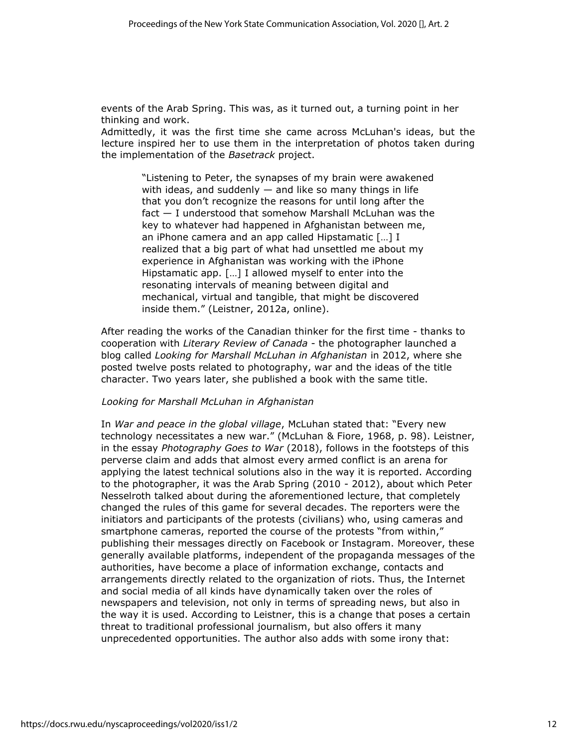events of the Arab Spring. This was, as it turned out, a turning point in her thinking and work.
Admittedly, it was the first time she came across McLuhan's ideas, but the lecture inspired her to use them in the interpretation of photos taken during the implementation of the *Basetrack* project.

> "Listening to Peter, the synapses of my brain were awakened with ideas, and suddenly — and like so many things in life that you don't recognize the reasons for until long after the fact — I understood that somehow Marshall McLuhan was the key to whatever had happened in Afghanistan between me, an iPhone camera and an app called Hipstamatic […] I realized that a big part of what had unsettled me about my experience in Afghanistan was working with the iPhone Hipstamatic app. […] I allowed myself to enter into the resonating intervals of meaning between digital and mechanical, virtual and tangible, that might be discovered inside them." (Leistner, 2012a, online).

After reading the works of the Canadian thinker for the first time - thanks to cooperation with *Literary Review of Canada* - the photographer launched a blog called *Looking for Marshall McLuhan in Afghanistan* in 2012, where she posted twelve posts related to photography, war and the ideas of the title character. Two years later, she published a book with the same title.

*Looking for Marshall McLuhan in Afghanistan*

In *War and peace in the global village*, McLuhan stated that: "Every new technology necessitates a new war." (McLuhan & Fiore, 1968, p. 98). Leistner, in the essay *Photography Goes to War* (2018), follows in the footsteps of this perverse claim and adds that almost every armed conflict is an arena for applying the latest technical solutions also in the way it is reported. According to the photographer, it was the Arab Spring (2010 - 2012), about which Peter Nesselroth talked about during the aforementioned lecture, that completely changed the rules of this game for several decades. The reporters were the initiators and participants of the protests (civilians) who, using cameras and smartphone cameras, reported the course of the protests "from within," publishing their messages directly on Facebook or Instagram. Moreover, these generally available platforms, independent of the propaganda messages of the authorities, have become a place of information exchange, contacts and arrangements directly related to the organization of riots. Thus, the Internet and social media of all kinds have dynamically taken over the roles of newspapers and television, not only in terms of spreading news, but also in the way it is used. According to Leistner, this is a change that poses a certain threat to traditional professional journalism, but also offers it many unprecedented opportunities. The author also adds with some irony that: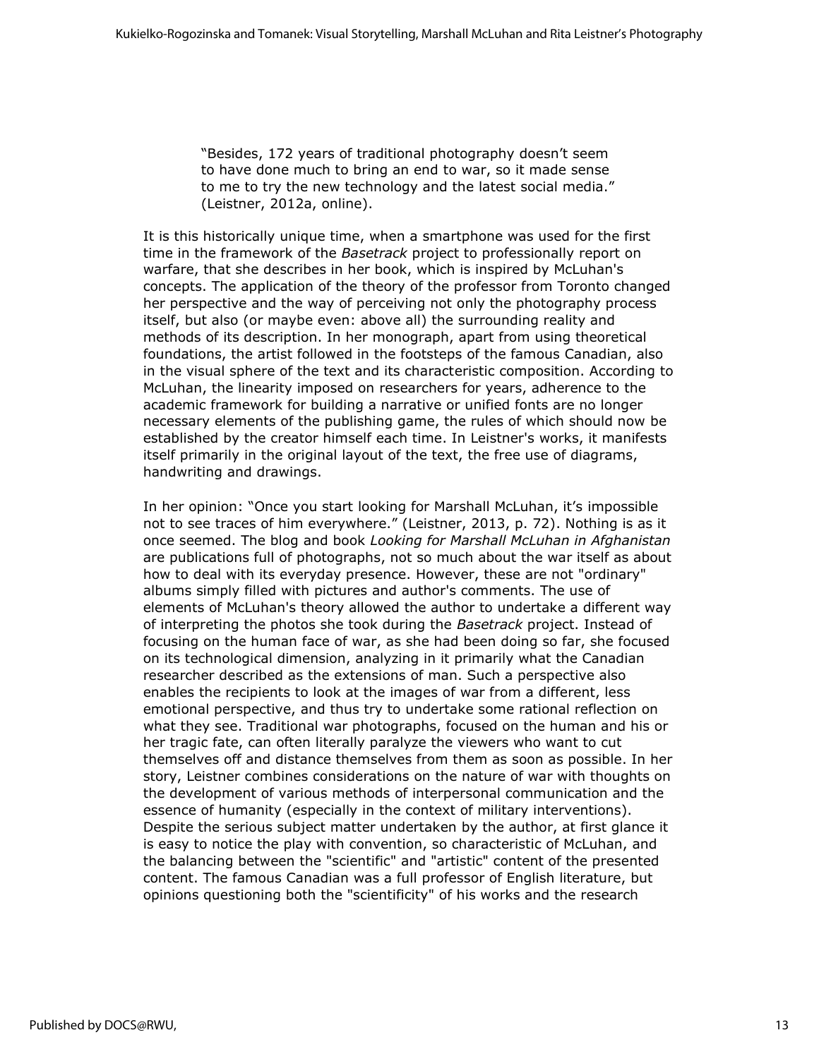> "Besides, 172 years of traditional photography doesn't seem to have done much to bring an end to war, so it made sense to me to try the new technology and the latest social media." (Leistner, 2012a, online).

It is this historically unique time, when a smartphone was used for the first time in the framework of the *Basetrack* project to professionally report on warfare, that she describes in her book, which is inspired by McLuhan's concepts. The application of the theory of the professor from Toronto changed her perspective and the way of perceiving not only the photography process itself, but also (or maybe even: above all) the surrounding reality and methods of its description. In her monograph, apart from using theoretical foundations, the artist followed in the footsteps of the famous Canadian, also in the visual sphere of the text and its characteristic composition. According to McLuhan, the linearity imposed on researchers for years, adherence to the academic framework for building a narrative or unified fonts are no longer necessary elements of the publishing game, the rules of which should now be established by the creator himself each time. In Leistner's works, it manifests itself primarily in the original layout of the text, the free use of diagrams, handwriting and drawings.

In her opinion: "Once you start looking for Marshall McLuhan, it's impossible not to see traces of him everywhere." (Leistner, 2013, p. 72). Nothing is as it once seemed. The blog and book *Looking for Marshall McLuhan in Afghanistan* are publications full of photographs, not so much about the war itself as about how to deal with its everyday presence. However, these are not "ordinary" albums simply filled with pictures and author's comments. The use of elements of McLuhan's theory allowed the author to undertake a different way of interpreting the photos she took during the *Basetrack* project. Instead of focusing on the human face of war, as she had been doing so far, she focused on its technological dimension, analyzing in it primarily what the Canadian researcher described as the extensions of man. Such a perspective also enables the recipients to look at the images of war from a different, less emotional perspective, and thus try to undertake some rational reflection on what they see. Traditional war photographs, focused on the human and his or her tragic fate, can often literally paralyze the viewers who want to cut themselves off and distance themselves from them as soon as possible. In her story, Leistner combines considerations on the nature of war with thoughts on the development of various methods of interpersonal communication and the essence of humanity (especially in the context of military interventions). Despite the serious subject matter undertaken by the author, at first glance it is easy to notice the play with convention, so characteristic of McLuhan, and the balancing between the "scientific" and "artistic" content of the presented content. The famous Canadian was a full professor of English literature, but opinions questioning both the "scientificity" of his works and the research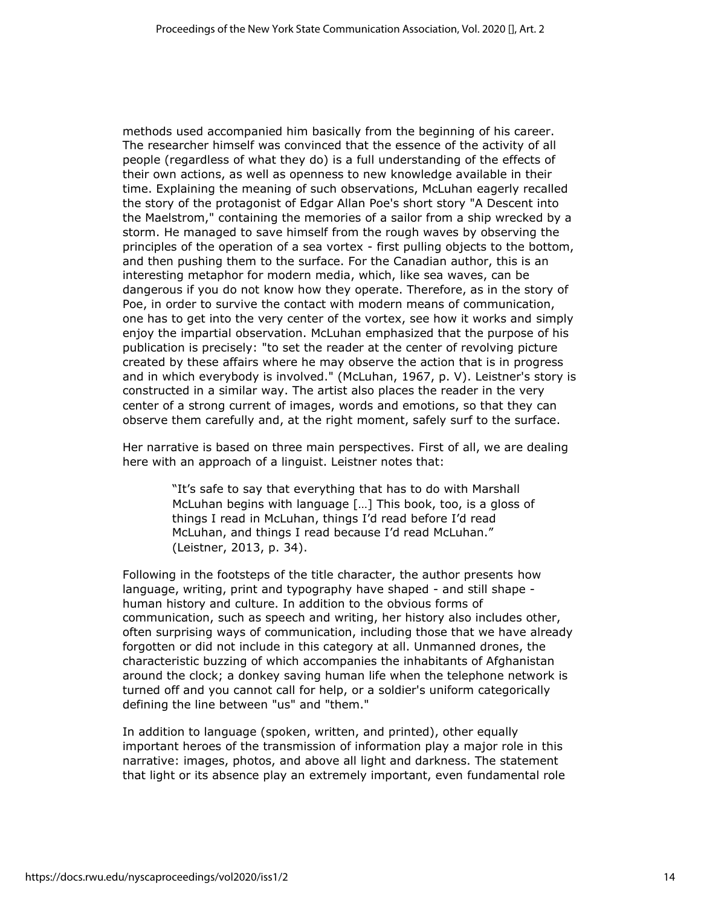methods used accompanied him basically from the beginning of his career. The researcher himself was convinced that the essence of the activity of all people (regardless of what they do) is a full understanding of the effects of their own actions, as well as openness to new knowledge available in their time. Explaining the meaning of such observations, McLuhan eagerly recalled the story of the protagonist of Edgar Allan Poe's short story "A Descent into the Maelstrom," containing the memories of a sailor from a ship wrecked by a storm. He managed to save himself from the rough waves by observing the principles of the operation of a sea vortex - first pulling objects to the bottom, and then pushing them to the surface. For the Canadian author, this is an interesting metaphor for modern media, which, like sea waves, can be dangerous if you do not know how they operate. Therefore, as in the story of Poe, in order to survive the contact with modern means of communication, one has to get into the very center of the vortex, see how it works and simply enjoy the impartial observation. McLuhan emphasized that the purpose of his publication is precisely: "to set the reader at the center of revolving picture created by these affairs where he may observe the action that is in progress and in which everybody is involved." (McLuhan, 1967, p. V). Leistner's story is constructed in a similar way. The artist also places the reader in the very center of a strong current of images, words and emotions, so that they can observe them carefully and, at the right moment, safely surf to the surface.

Her narrative is based on three main perspectives. First of all, we are dealing here with an approach of a linguist. Leistner notes that:

> "It's safe to say that everything that has to do with Marshall McLuhan begins with language […] This book, too, is a gloss of things I read in McLuhan, things I'd read before I'd read McLuhan, and things I read because I'd read McLuhan." (Leistner, 2013, p. 34).

Following in the footsteps of the title character, the author presents how language, writing, print and typography have shaped - and still shape - human history and culture. In addition to the obvious forms of communication, such as speech and writing, her history also includes other, often surprising ways of communication, including those that we have already forgotten or did not include in this category at all. Unmanned drones, the characteristic buzzing of which accompanies the inhabitants of Afghanistan around the clock; a donkey saving human life when the telephone network is turned off and you cannot call for help, or a soldier's uniform categorically defining the line between "us" and "them."

In addition to language (spoken, written, and printed), other equally important heroes of the transmission of information play a major role in this narrative: images, photos, and above all light and darkness. The statement that light or its absence play an extremely important, even fundamental role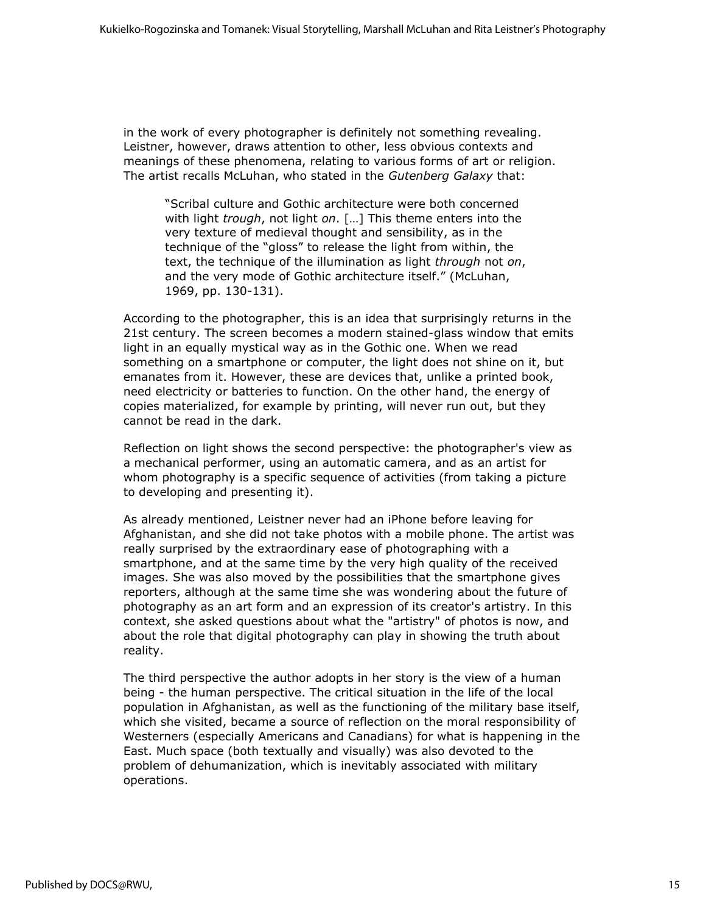in the work of every photographer is definitely not something revealing. Leistner, however, draws attention to other, less obvious contexts and meanings of these phenomena, relating to various forms of art or religion. The artist recalls McLuhan, who stated in the *Gutenberg Galaxy* that:

> "Scribal culture and Gothic architecture were both concerned with light *trough*, not light *on*. […] This theme enters into the very texture of medieval thought and sensibility, as in the technique of the "gloss" to release the light from within, the text, the technique of the illumination as light *through* not *on*, and the very mode of Gothic architecture itself." (McLuhan, 1969, pp. 130-131).

According to the photographer, this is an idea that surprisingly returns in the 21st century. The screen becomes a modern stained-glass window that emits light in an equally mystical way as in the Gothic one. When we read something on a smartphone or computer, the light does not shine on it, but emanates from it. However, these are devices that, unlike a printed book, need electricity or batteries to function. On the other hand, the energy of copies materialized, for example by printing, will never run out, but they cannot be read in the dark.

Reflection on light shows the second perspective: the photographer's view as a mechanical performer, using an automatic camera, and as an artist for whom photography is a specific sequence of activities (from taking a picture to developing and presenting it).

As already mentioned, Leistner never had an iPhone before leaving for Afghanistan, and she did not take photos with a mobile phone. The artist was really surprised by the extraordinary ease of photographing with a smartphone, and at the same time by the very high quality of the received images. She was also moved by the possibilities that the smartphone gives reporters, although at the same time she was wondering about the future of photography as an art form and an expression of its creator's artistry. In this context, she asked questions about what the "artistry" of photos is now, and about the role that digital photography can play in showing the truth about reality.

The third perspective the author adopts in her story is the view of a human being - the human perspective. The critical situation in the life of the local population in Afghanistan, as well as the functioning of the military base itself, which she visited, became a source of reflection on the moral responsibility of Westerners (especially Americans and Canadians) for what is happening in the East. Much space (both textually and visually) was also devoted to the problem of dehumanization, which is inevitably associated with military operations.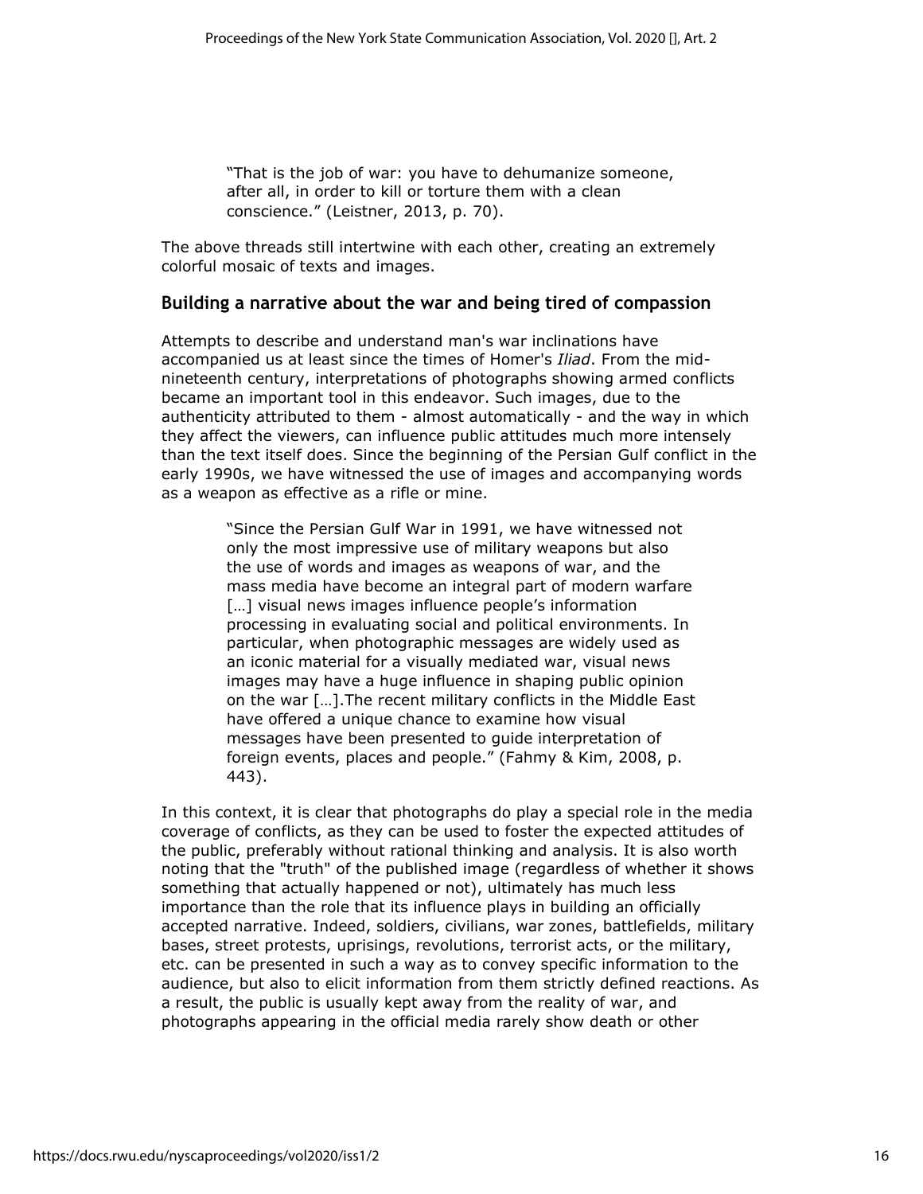> "That is the job of war: you have to dehumanize someone, after all, in order to kill or torture them with a clean conscience." (Leistner, 2013, p. 70).

The above threads still intertwine with each other, creating an extremely colorful mosaic of texts and images.

## Building a narrative about the war and being tired of compassion

Attempts to describe and understand man's war inclinations have accompanied us at least since the times of Homer's *Iliad*. From the mid-nineteenth century, interpretations of photographs showing armed conflicts became an important tool in this endeavor. Such images, due to the authenticity attributed to them - almost automatically - and the way in which they affect the viewers, can influence public attitudes much more intensely than the text itself does. Since the beginning of the Persian Gulf conflict in the early 1990s, we have witnessed the use of images and accompanying words as a weapon as effective as a rifle or mine.

> "Since the Persian Gulf War in 1991, we have witnessed not only the most impressive use of military weapons but also the use of words and images as weapons of war, and the mass media have become an integral part of modern warfare […] visual news images influence people's information processing in evaluating social and political environments. In particular, when photographic messages are widely used as an iconic material for a visually mediated war, visual news images may have a huge influence in shaping public opinion on the war […].The recent military conflicts in the Middle East have offered a unique chance to examine how visual messages have been presented to guide interpretation of foreign events, places and people." (Fahmy & Kim, 2008, p. 443).

In this context, it is clear that photographs do play a special role in the media coverage of conflicts, as they can be used to foster the expected attitudes of the public, preferably without rational thinking and analysis. It is also worth noting that the "truth" of the published image (regardless of whether it shows something that actually happened or not), ultimately has much less importance than the role that its influence plays in building an officially accepted narrative. Indeed, soldiers, civilians, war zones, battlefields, military bases, street protests, uprisings, revolutions, terrorist acts, or the military, etc. can be presented in such a way as to convey specific information to the audience, but also to elicit information from them strictly defined reactions. As a result, the public is usually kept away from the reality of war, and photographs appearing in the official media rarely show death or other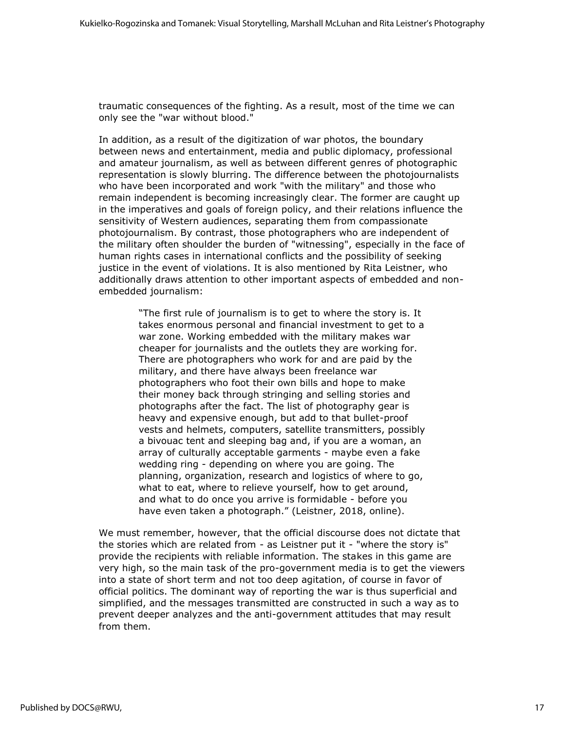traumatic consequences of the fighting. As a result, most of the time we can only see the "war without blood."

In addition, as a result of the digitization of war photos, the boundary between news and entertainment, media and public diplomacy, professional and amateur journalism, as well as between different genres of photographic representation is slowly blurring. The difference between the photojournalists who have been incorporated and work "with the military" and those who remain independent is becoming increasingly clear. The former are caught up in the imperatives and goals of foreign policy, and their relations influence the sensitivity of Western audiences, separating them from compassionate photojournalism. By contrast, those photographers who are independent of the military often shoulder the burden of "witnessing", especially in the face of human rights cases in international conflicts and the possibility of seeking justice in the event of violations. It is also mentioned by Rita Leistner, who additionally draws attention to other important aspects of embedded and non-embedded journalism:

> "The first rule of journalism is to get to where the story is. It takes enormous personal and financial investment to get to a war zone. Working embedded with the military makes war cheaper for journalists and the outlets they are working for. There are photographers who work for and are paid by the military, and there have always been freelance war photographers who foot their own bills and hope to make their money back through stringing and selling stories and photographs after the fact. The list of photography gear is heavy and expensive enough, but add to that bullet-proof vests and helmets, computers, satellite transmitters, possibly a bivouac tent and sleeping bag and, if you are a woman, an array of culturally acceptable garments - maybe even a fake wedding ring - depending on where you are going. The planning, organization, research and logistics of where to go, what to eat, where to relieve yourself, how to get around, and what to do once you arrive is formidable - before you have even taken a photograph." (Leistner, 2018, online).

We must remember, however, that the official discourse does not dictate that the stories which are related from - as Leistner put it - "where the story is" provide the recipients with reliable information. The stakes in this game are very high, so the main task of the pro-government media is to get the viewers into a state of short term and not too deep agitation, of course in favor of official politics. The dominant way of reporting the war is thus superficial and simplified, and the messages transmitted are constructed in such a way as to prevent deeper analyzes and the anti-government attitudes that may result from them.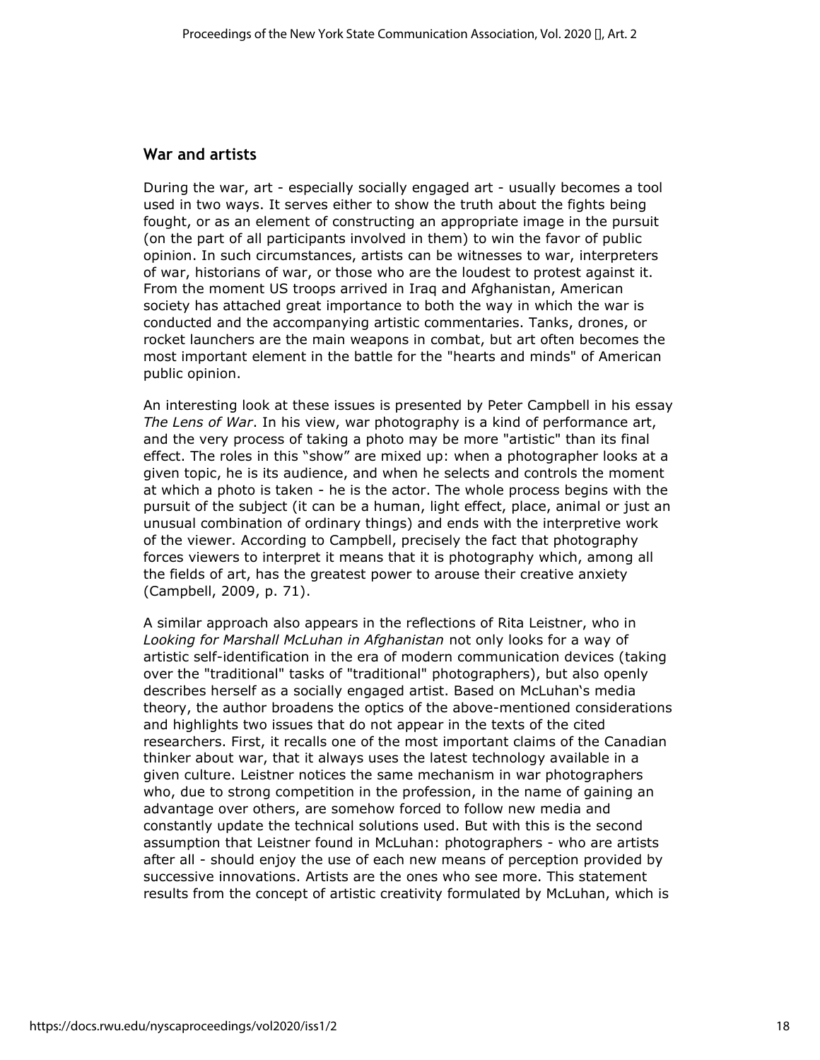## War and artists

During the war, art - especially socially engaged art - usually becomes a tool used in two ways. It serves either to show the truth about the fights being fought, or as an element of constructing an appropriate image in the pursuit (on the part of all participants involved in them) to win the favor of public opinion. In such circumstances, artists can be witnesses to war, interpreters of war, historians of war, or those who are the loudest to protest against it. From the moment US troops arrived in Iraq and Afghanistan, American society has attached great importance to both the way in which the war is conducted and the accompanying artistic commentaries. Tanks, drones, or rocket launchers are the main weapons in combat, but art often becomes the most important element in the battle for the "hearts and minds" of American public opinion.

An interesting look at these issues is presented by Peter Campbell in his essay *The Lens of War*. In his view, war photography is a kind of performance art, and the very process of taking a photo may be more "artistic" than its final effect. The roles in this "show" are mixed up: when a photographer looks at a given topic, he is its audience, and when he selects and controls the moment at which a photo is taken - he is the actor. The whole process begins with the pursuit of the subject (it can be a human, light effect, place, animal or just an unusual combination of ordinary things) and ends with the interpretive work of the viewer. According to Campbell, precisely the fact that photography forces viewers to interpret it means that it is photography which, among all the fields of art, has the greatest power to arouse their creative anxiety (Campbell, 2009, p. 71).

A similar approach also appears in the reflections of Rita Leistner, who in *Looking for Marshall McLuhan in Afghanistan* not only looks for a way of artistic self-identification in the era of modern communication devices (taking over the "traditional" tasks of "traditional" photographers), but also openly describes herself as a socially engaged artist. Based on McLuhan's media theory, the author broadens the optics of the above-mentioned considerations and highlights two issues that do not appear in the texts of the cited researchers. First, it recalls one of the most important claims of the Canadian thinker about war, that it always uses the latest technology available in a given culture. Leistner notices the same mechanism in war photographers who, due to strong competition in the profession, in the name of gaining an advantage over others, are somehow forced to follow new media and constantly update the technical solutions used. But with this is the second assumption that Leistner found in McLuhan: photographers - who are artists after all - should enjoy the use of each new means of perception provided by successive innovations. Artists are the ones who see more. This statement results from the concept of artistic creativity formulated by McLuhan, which is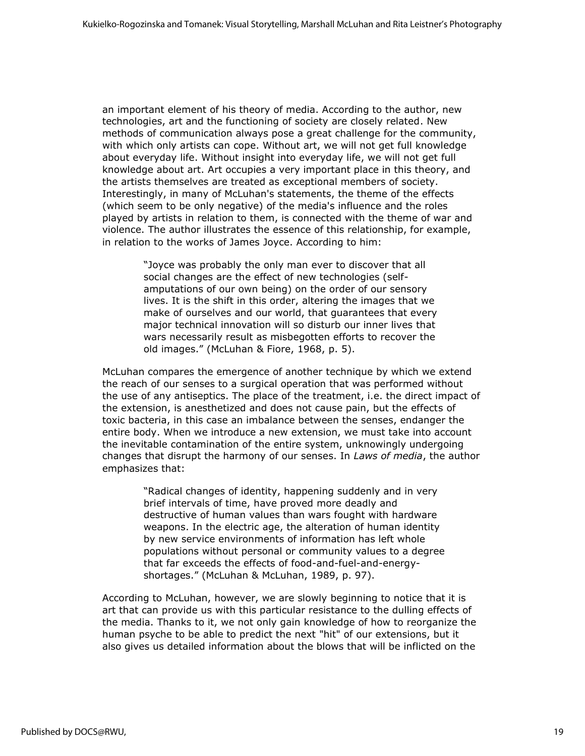an important element of his theory of media. According to the author, new technologies, art and the functioning of society are closely related. New methods of communication always pose a great challenge for the community, with which only artists can cope. Without art, we will not get full knowledge about everyday life. Without insight into everyday life, we will not get full knowledge about art. Art occupies a very important place in this theory, and the artists themselves are treated as exceptional members of society. Interestingly, in many of McLuhan's statements, the theme of the effects (which seem to be only negative) of the media's influence and the roles played by artists in relation to them, is connected with the theme of war and violence. The author illustrates the essence of this relationship, for example, in relation to the works of James Joyce. According to him:

> "Joyce was probably the only man ever to discover that all social changes are the effect of new technologies (self-amputations of our own being) on the order of our sensory lives. It is the shift in this order, altering the images that we make of ourselves and our world, that guarantees that every major technical innovation will so disturb our inner lives that wars necessarily result as misbegotten efforts to recover the old images." (McLuhan & Fiore, 1968, p. 5).

McLuhan compares the emergence of another technique by which we extend the reach of our senses to a surgical operation that was performed without the use of any antiseptics. The place of the treatment, i.e. the direct impact of the extension, is anesthetized and does not cause pain, but the effects of toxic bacteria, in this case an imbalance between the senses, endanger the entire body. When we introduce a new extension, we must take into account the inevitable contamination of the entire system, unknowingly undergoing changes that disrupt the harmony of our senses. In *Laws of media*, the author emphasizes that:

> "Radical changes of identity, happening suddenly and in very brief intervals of time, have proved more deadly and destructive of human values than wars fought with hardware weapons. In the electric age, the alteration of human identity by new service environments of information has left whole populations without personal or community values to a degree that far exceeds the effects of food-and-fuel-and-energy-shortages." (McLuhan & McLuhan, 1989, p. 97).

According to McLuhan, however, we are slowly beginning to notice that it is art that can provide us with this particular resistance to the dulling effects of the media. Thanks to it, we not only gain knowledge of how to reorganize the human psyche to be able to predict the next "hit" of our extensions, but it also gives us detailed information about the blows that will be inflicted on the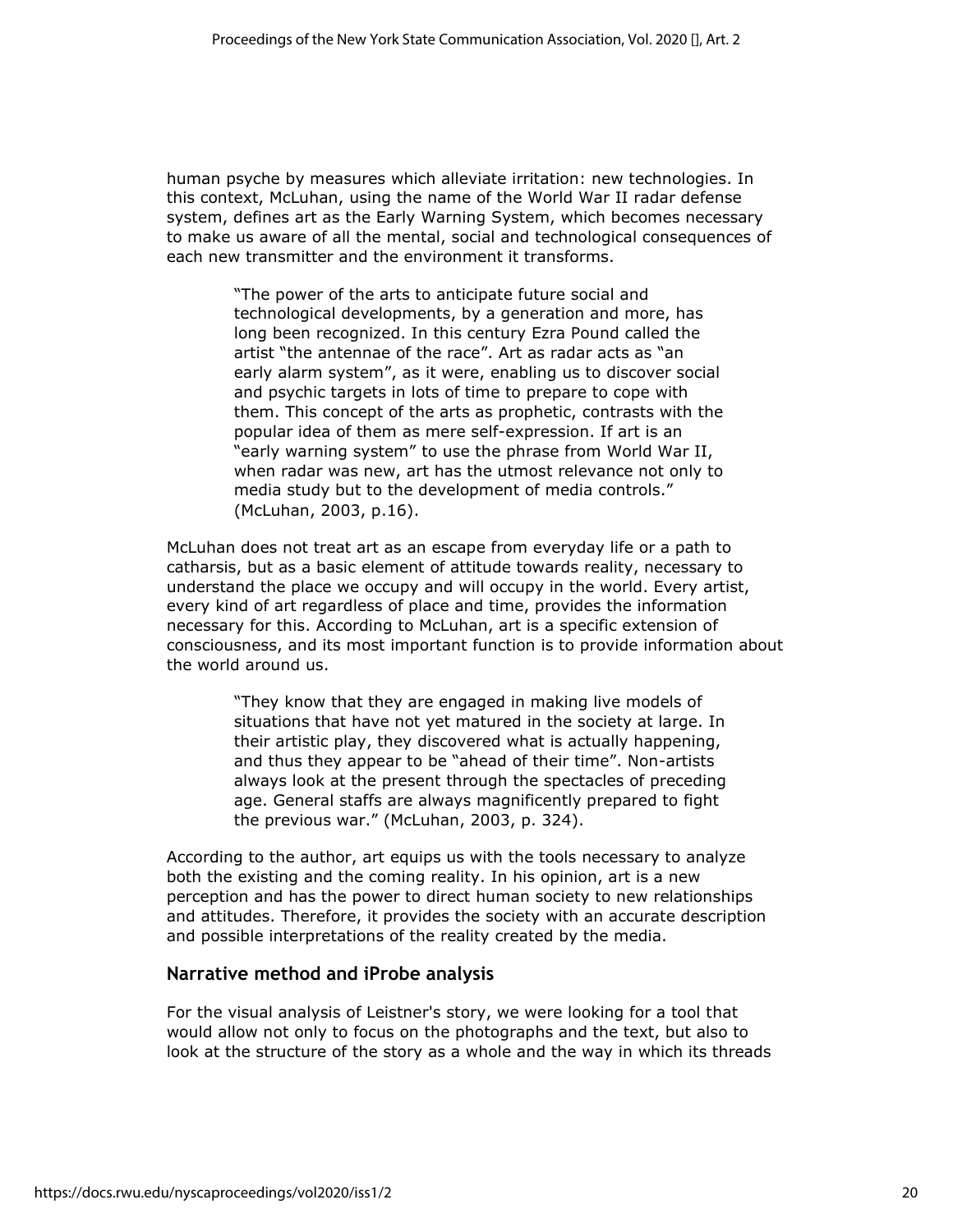human psyche by measures which alleviate irritation: new technologies. In this context, McLuhan, using the name of the World War II radar defense system, defines art as the Early Warning System, which becomes necessary to make us aware of all the mental, social and technological consequences of each new transmitter and the environment it transforms.

> "The power of the arts to anticipate future social and technological developments, by a generation and more, has long been recognized. In this century Ezra Pound called the artist "the antennae of the race". Art as radar acts as "an early alarm system", as it were, enabling us to discover social and psychic targets in lots of time to prepare to cope with them. This concept of the arts as prophetic, contrasts with the popular idea of them as mere self-expression. If art is an "early warning system" to use the phrase from World War II, when radar was new, art has the utmost relevance not only to media study but to the development of media controls." (McLuhan, 2003, p.16).

McLuhan does not treat art as an escape from everyday life or a path to catharsis, but as a basic element of attitude towards reality, necessary to understand the place we occupy and will occupy in the world. Every artist, every kind of art regardless of place and time, provides the information necessary for this. According to McLuhan, art is a specific extension of consciousness, and its most important function is to provide information about the world around us.

> "They know that they are engaged in making live models of situations that have not yet matured in the society at large. In their artistic play, they discovered what is actually happening, and thus they appear to be "ahead of their time". Non-artists always look at the present through the spectacles of preceding age. General staffs are always magnificently prepared to fight the previous war." (McLuhan, 2003, p. 324).

According to the author, art equips us with the tools necessary to analyze both the existing and the coming reality. In his opinion, art is a new perception and has the power to direct human society to new relationships and attitudes. Therefore, it provides the society with an accurate description and possible interpretations of the reality created by the media.

## Narrative method and iProbe analysis

For the visual analysis of Leistner's story, we were looking for a tool that would allow not only to focus on the photographs and the text, but also to look at the structure of the story as a whole and the way in which its threads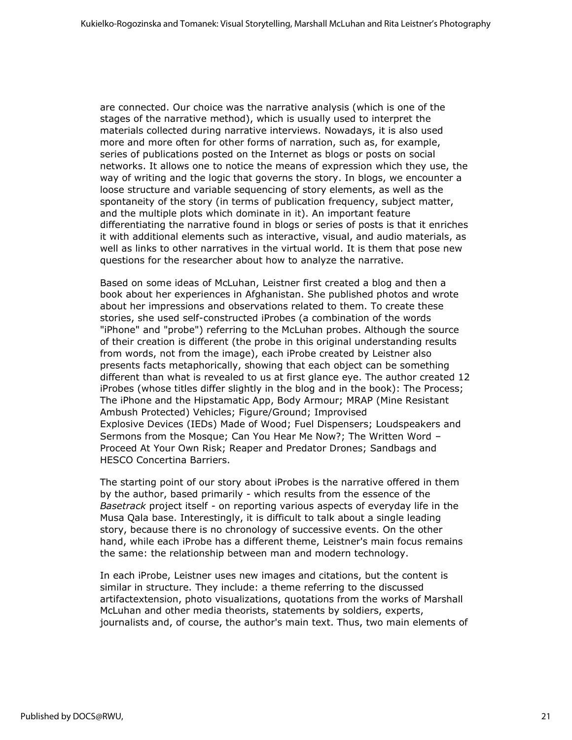are connected. Our choice was the narrative analysis (which is one of the stages of the narrative method), which is usually used to interpret the materials collected during narrative interviews. Nowadays, it is also used more and more often for other forms of narration, such as, for example, series of publications posted on the Internet as blogs or posts on social networks. It allows one to notice the means of expression which they use, the way of writing and the logic that governs the story. In blogs, we encounter a loose structure and variable sequencing of story elements, as well as the spontaneity of the story (in terms of publication frequency, subject matter, and the multiple plots which dominate in it). An important feature differentiating the narrative found in blogs or series of posts is that it enriches it with additional elements such as interactive, visual, and audio materials, as well as links to other narratives in the virtual world. It is them that pose new questions for the researcher about how to analyze the narrative.

Based on some ideas of McLuhan, Leistner first created a blog and then a book about her experiences in Afghanistan. She published photos and wrote about her impressions and observations related to them. To create these stories, she used self-constructed iProbes (a combination of the words "iPhone" and "probe") referring to the McLuhan probes. Although the source of their creation is different (the probe in this original understanding results from words, not from the image), each iProbe created by Leistner also presents facts metaphorically, showing that each object can be something different than what is revealed to us at first glance eye. The author created 12 iProbes (whose titles differ slightly in the blog and in the book): The Process; The iPhone and the Hipstamatic App, Body Armour; MRAP (Mine Resistant Ambush Protected) Vehicles; Figure/Ground; Improvised Explosive Devices (IEDs) Made of Wood; Fuel Dispensers; Loudspeakers and Sermons from the Mosque; Can You Hear Me Now?; The Written Word – Proceed At Your Own Risk; Reaper and Predator Drones; Sandbags and HESCO Concertina Barriers.

The starting point of our story about iProbes is the narrative offered in them by the author, based primarily - which results from the essence of the *Basetrack* project itself - on reporting various aspects of everyday life in the Musa Qala base. Interestingly, it is difficult to talk about a single leading story, because there is no chronology of successive events. On the other hand, while each iProbe has a different theme, Leistner's main focus remains the same: the relationship between man and modern technology.

In each iProbe, Leistner uses new images and citations, but the content is similar in structure. They include: a theme referring to the discussed artifactextension, photo visualizations, quotations from the works of Marshall McLuhan and other media theorists, statements by soldiers, experts, journalists and, of course, the author's main text. Thus, two main elements of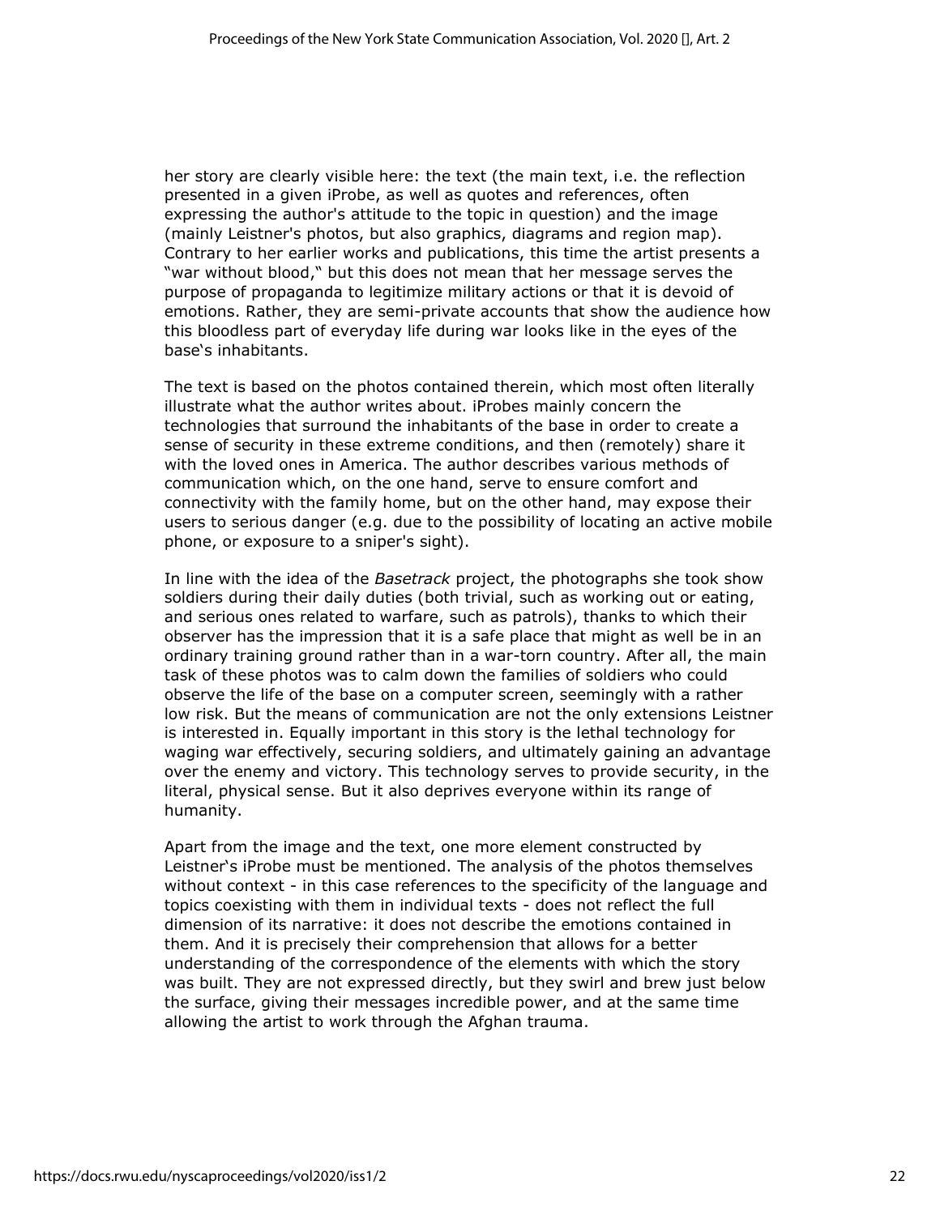her story are clearly visible here: the text (the main text, i.e. the reflection presented in a given iProbe, as well as quotes and references, often expressing the author's attitude to the topic in question) and the image (mainly Leistner's photos, but also graphics, diagrams and region map). Contrary to her earlier works and publications, this time the artist presents a "war without blood," but this does not mean that her message serves the purpose of propaganda to legitimize military actions or that it is devoid of emotions. Rather, they are semi-private accounts that show the audience how this bloodless part of everyday life during war looks like in the eyes of the base's inhabitants.

The text is based on the photos contained therein, which most often literally illustrate what the author writes about. iProbes mainly concern the technologies that surround the inhabitants of the base in order to create a sense of security in these extreme conditions, and then (remotely) share it with the loved ones in America. The author describes various methods of communication which, on the one hand, serve to ensure comfort and connectivity with the family home, but on the other hand, may expose their users to serious danger (e.g. due to the possibility of locating an active mobile phone, or exposure to a sniper's sight).

In line with the idea of the *Basetrack* project, the photographs she took show soldiers during their daily duties (both trivial, such as working out or eating, and serious ones related to warfare, such as patrols), thanks to which their observer has the impression that it is a safe place that might as well be in an ordinary training ground rather than in a war-torn country. After all, the main task of these photos was to calm down the families of soldiers who could observe the life of the base on a computer screen, seemingly with a rather low risk. But the means of communication are not the only extensions Leistner is interested in. Equally important in this story is the lethal technology for waging war effectively, securing soldiers, and ultimately gaining an advantage over the enemy and victory. This technology serves to provide security, in the literal, physical sense. But it also deprives everyone within its range of humanity.

Apart from the image and the text, one more element constructed by Leistner's iProbe must be mentioned. The analysis of the photos themselves without context - in this case references to the specificity of the language and topics coexisting with them in individual texts - does not reflect the full dimension of its narrative: it does not describe the emotions contained in them. And it is precisely their comprehension that allows for a better understanding of the correspondence of the elements with which the story was built. They are not expressed directly, but they swirl and brew just below the surface, giving their messages incredible power, and at the same time allowing the artist to work through the Afghan trauma.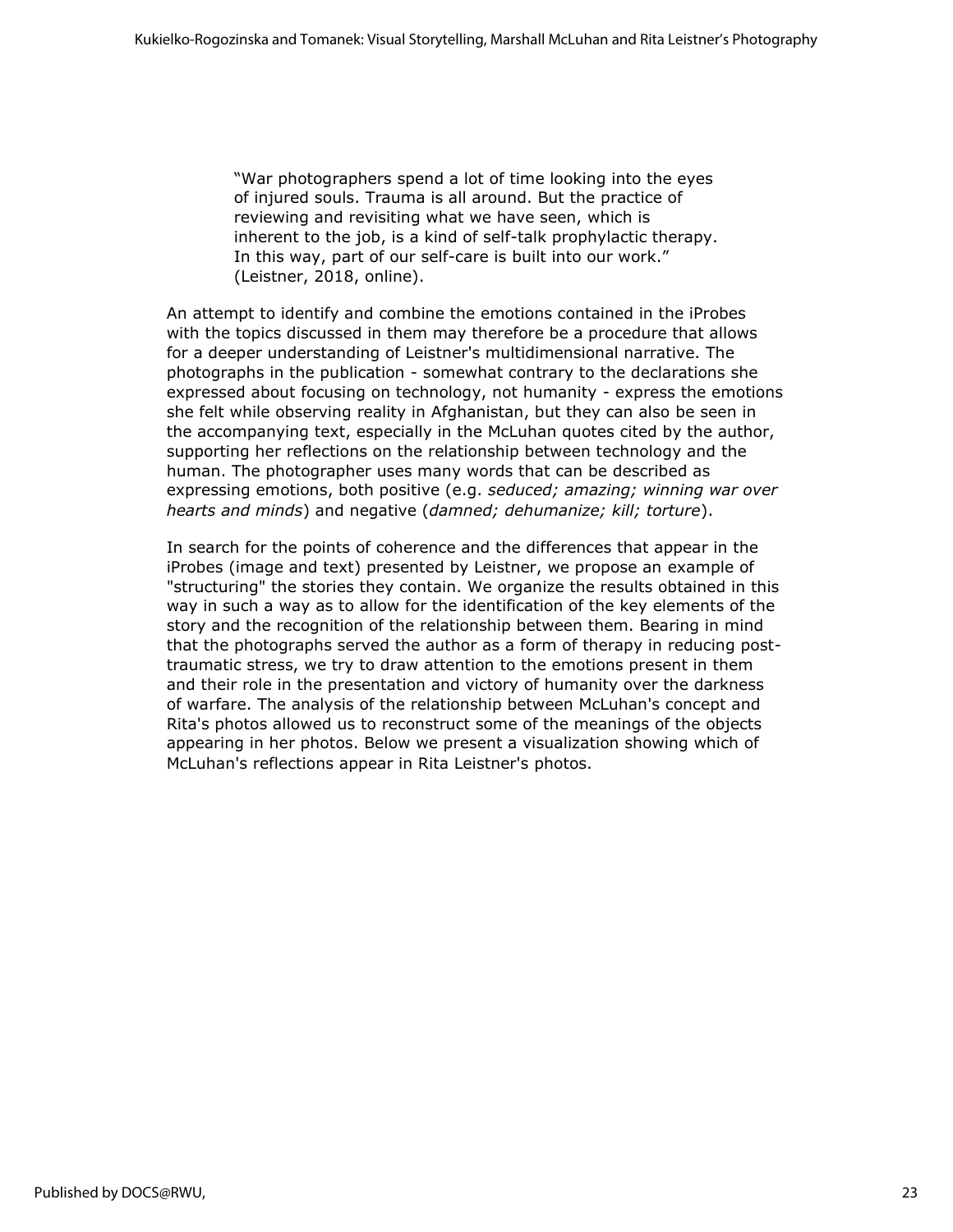> "War photographers spend a lot of time looking into the eyes of injured souls. Trauma is all around. But the practice of reviewing and revisiting what we have seen, which is inherent to the job, is a kind of self-talk prophylactic therapy. In this way, part of our self-care is built into our work." (Leistner, 2018, online).

An attempt to identify and combine the emotions contained in the iProbes with the topics discussed in them may therefore be a procedure that allows for a deeper understanding of Leistner's multidimensional narrative. The photographs in the publication - somewhat contrary to the declarations she expressed about focusing on technology, not humanity - express the emotions she felt while observing reality in Afghanistan, but they can also be seen in the accompanying text, especially in the McLuhan quotes cited by the author, supporting her reflections on the relationship between technology and the human. The photographer uses many words that can be described as expressing emotions, both positive (e.g. *seduced; amazing; winning war over hearts and minds*) and negative (*damned; dehumanize; kill; torture*).

In search for the points of coherence and the differences that appear in the iProbes (image and text) presented by Leistner, we propose an example of "structuring" the stories they contain. We organize the results obtained in this way in such a way as to allow for the identification of the key elements of the story and the recognition of the relationship between them. Bearing in mind that the photographs served the author as a form of therapy in reducing post-traumatic stress, we try to draw attention to the emotions present in them and their role in the presentation and victory of humanity over the darkness of warfare. The analysis of the relationship between McLuhan's concept and Rita's photos allowed us to reconstruct some of the meanings of the objects appearing in her photos. Below we present a visualization showing which of McLuhan's reflections appear in Rita Leistner's photos.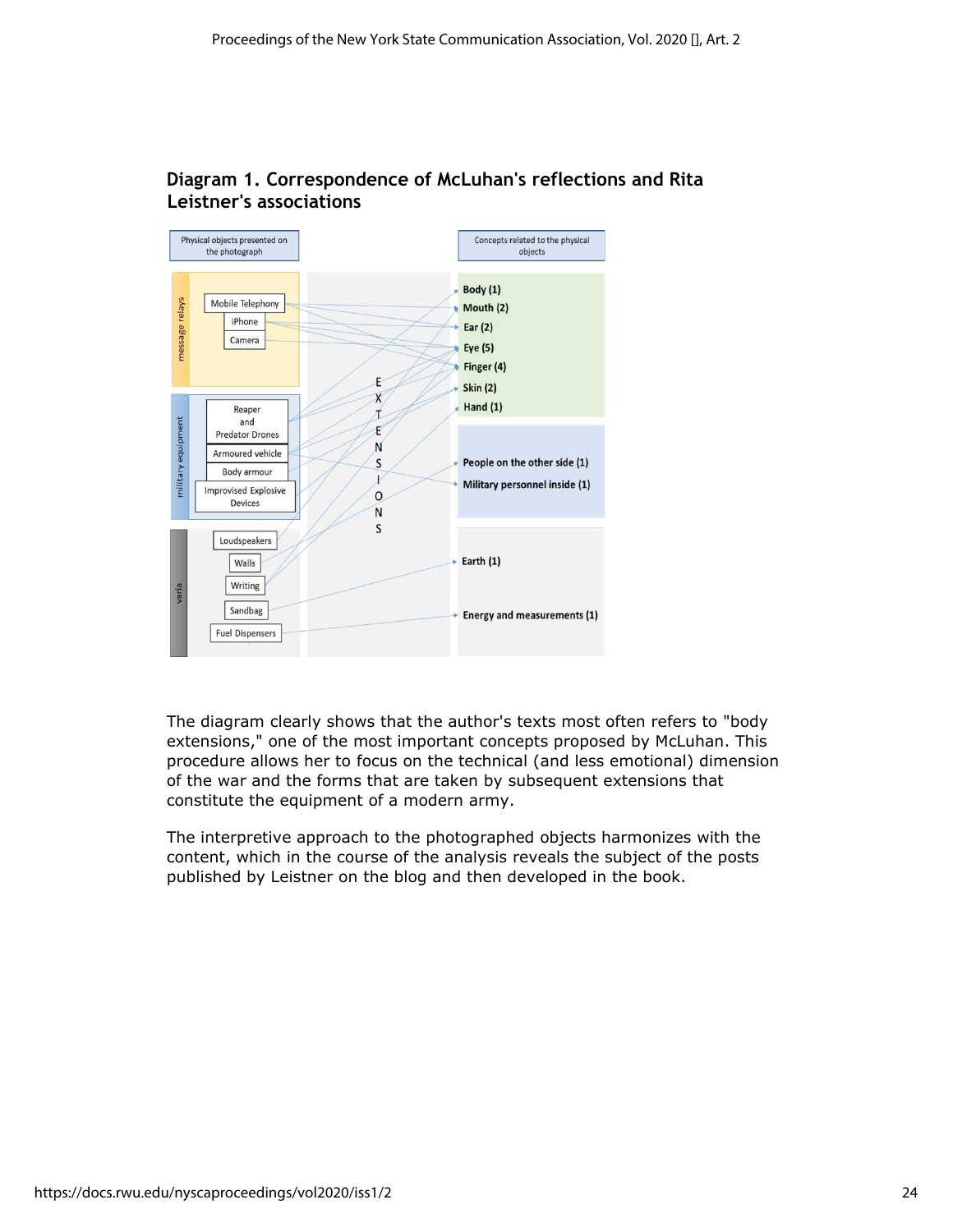**Diagram 1. Correspondence of McLuhan's reflections and Rita Leistner's associations**

| Physical objects presented on the photograph | | Concepts related to the physical objects |
|---|---|---|
| message relays | Mobile Telephony | Body (1) |
| | iPhone | Mouth (2) |
| | Camera | Ear (2) |
| military equipment | Reaper and Predator Drones | Eye (5) |
| | Armoured vehicle | Finger (4) |
| | Body armour | Skin (2) |
| | Improvised Explosive Devices | Hand (1) |
| varia | Loudspeakers | People on the other side (1) |
| | Walls | Military personnel inside (1) |
| | Writing | Earth (1) |
| | Sandbag | Energy and measurements (1) |
| | Fuel Dispensers | |

EXTENSIONS

The diagram clearly shows that the author's texts most often refers to "body extensions," one of the most important concepts proposed by McLuhan. This procedure allows her to focus on the technical (and less emotional) dimension of the war and the forms that are taken by subsequent extensions that constitute the equipment of a modern army.

The interpretive approach to the photographed objects harmonizes with the content, which in the course of the analysis reveals the subject of the posts published by Leistner on the blog and then developed in the book.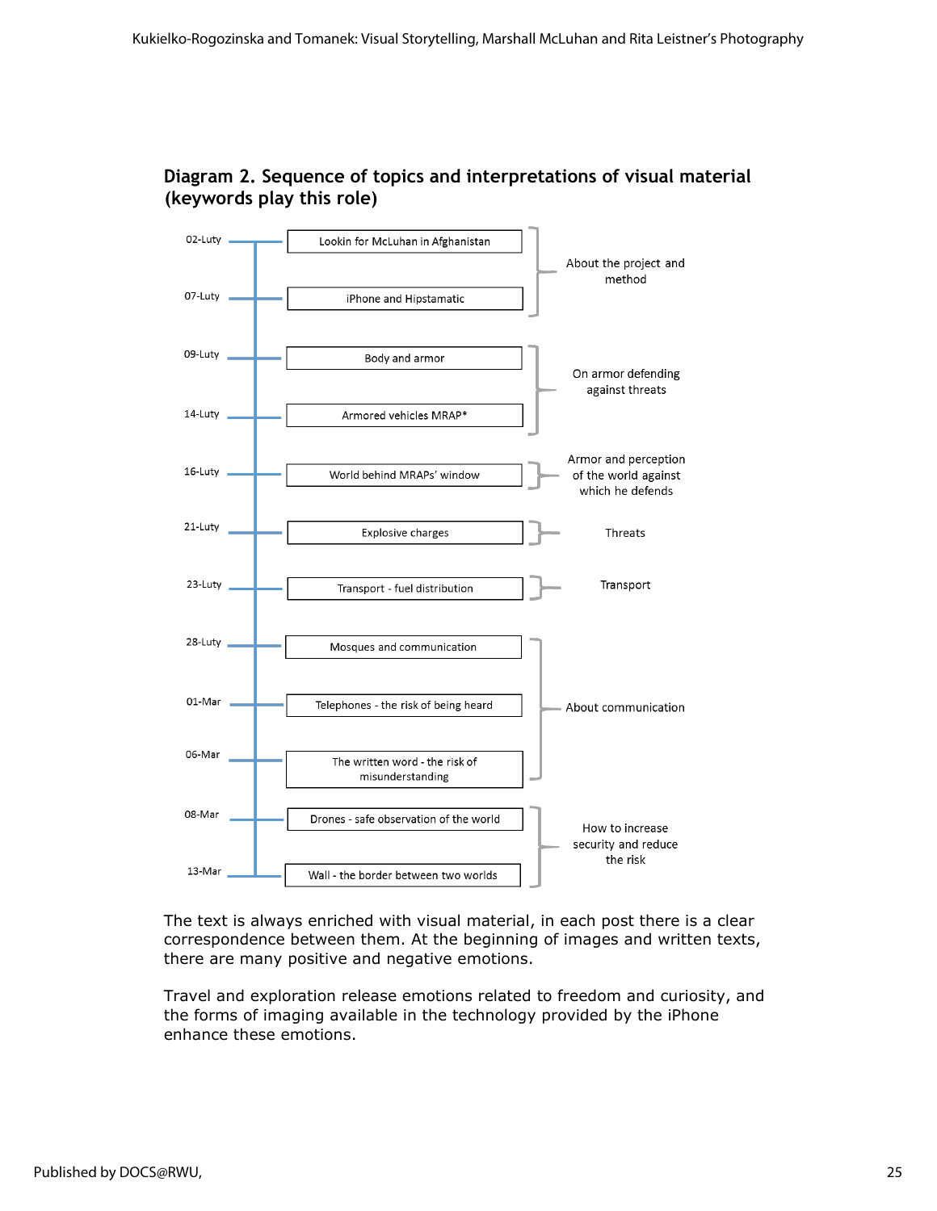### Diagram 2. Sequence of topics and interpretations of visual material (keywords play this role)

| Date | Topic | Interpretation |
|---|---|---|
| 02-Luty | Lookin for McLuhan in Afghanistan | About the project and method |
| 07-Luty | iPhone and Hipstamatic | |
| 09-Luty | Body and armor | On armor defending against threats |
| 14-Luty | Armored vehicles MRAP* | |
| 16-Luty | World behind MRAPs' window | Armor and perception of the world against which he defends |
| 21-Luty | Explosive charges | Threats |
| 23-Luty | Transport - fuel distribution | Transport |
| 28-Luty | Mosques and communication | About communication |
| 01-Mar | Telephones - the risk of being heard | |
| 06-Mar | The written word - the risk of misunderstanding | |
| 08-Mar | Drones - safe observation of the world | How to increase security and reduce the risk |
| 13-Mar | Wall - the border between two worlds | |

The text is always enriched with visual material, in each post there is a clear correspondence between them. At the beginning of images and written texts, there are many positive and negative emotions.

Travel and exploration release emotions related to freedom and curiosity, and the forms of imaging available in the technology provided by the iPhone enhance these emotions.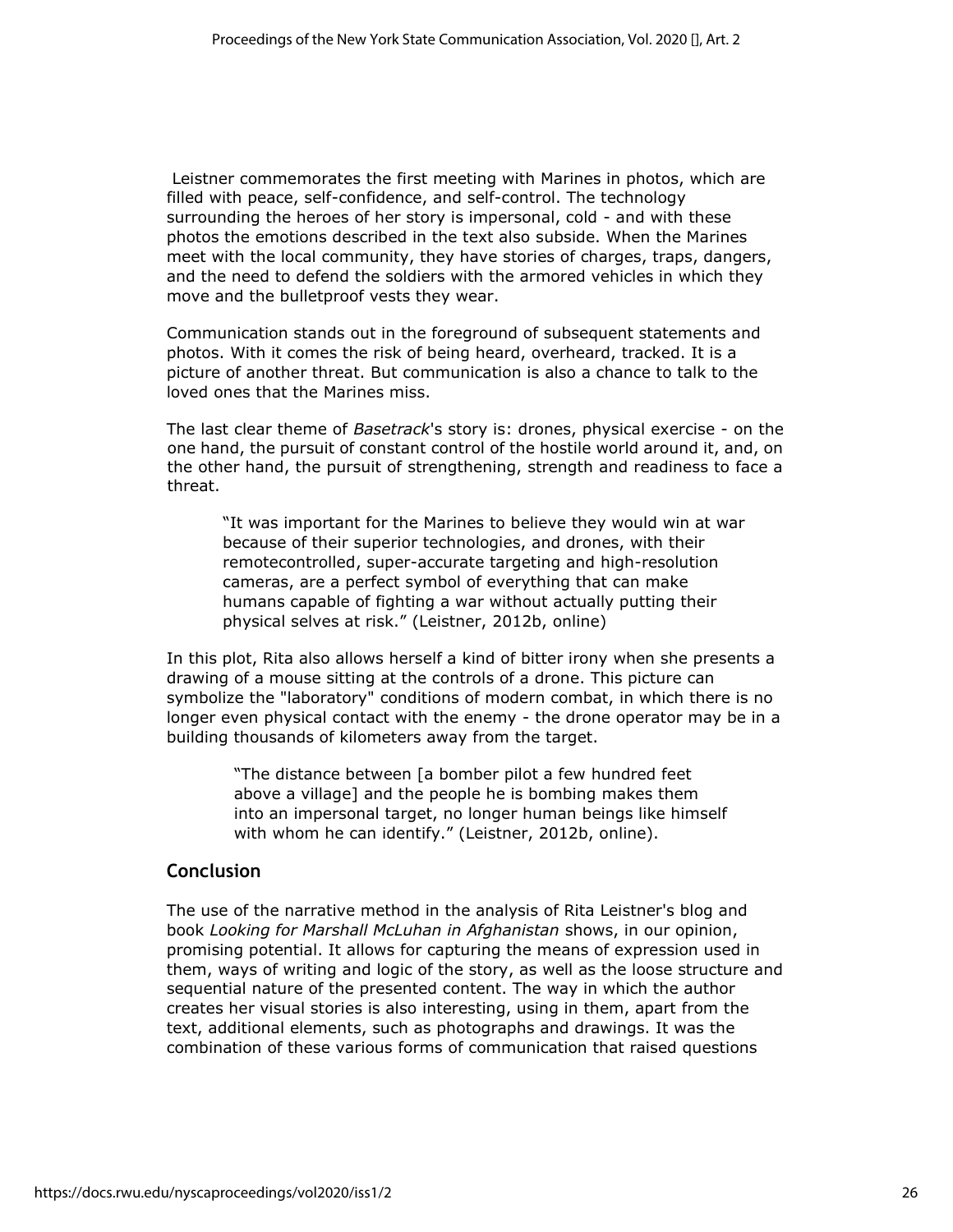Leistner commemorates the first meeting with Marines in photos, which are filled with peace, self-confidence, and self-control. The technology surrounding the heroes of her story is impersonal, cold - and with these photos the emotions described in the text also subside. When the Marines meet with the local community, they have stories of charges, traps, dangers, and the need to defend the soldiers with the armored vehicles in which they move and the bulletproof vests they wear.

Communication stands out in the foreground of subsequent statements and photos. With it comes the risk of being heard, overheard, tracked. It is a picture of another threat. But communication is also a chance to talk to the loved ones that the Marines miss.

The last clear theme of *Basetrack*'s story is: drones, physical exercise - on the one hand, the pursuit of constant control of the hostile world around it, and, on the other hand, the pursuit of strengthening, strength and readiness to face a threat.

> "It was important for the Marines to believe they would win at war because of their superior technologies, and drones, with their remotecontrolled, super-accurate targeting and high-resolution cameras, are a perfect symbol of everything that can make humans capable of fighting a war without actually putting their physical selves at risk." (Leistner, 2012b, online)

In this plot, Rita also allows herself a kind of bitter irony when she presents a drawing of a mouse sitting at the controls of a drone. This picture can symbolize the "laboratory" conditions of modern combat, in which there is no longer even physical contact with the enemy - the drone operator may be in a building thousands of kilometers away from the target.

> "The distance between [a bomber pilot a few hundred feet above a village] and the people he is bombing makes them into an impersonal target, no longer human beings like himself with whom he can identify." (Leistner, 2012b, online).

## Conclusion

The use of the narrative method in the analysis of Rita Leistner's blog and book *Looking for Marshall McLuhan in Afghanistan* shows, in our opinion, promising potential. It allows for capturing the means of expression used in them, ways of writing and logic of the story, as well as the loose structure and sequential nature of the presented content. The way in which the author creates her visual stories is also interesting, using in them, apart from the text, additional elements, such as photographs and drawings. It was the combination of these various forms of communication that raised questions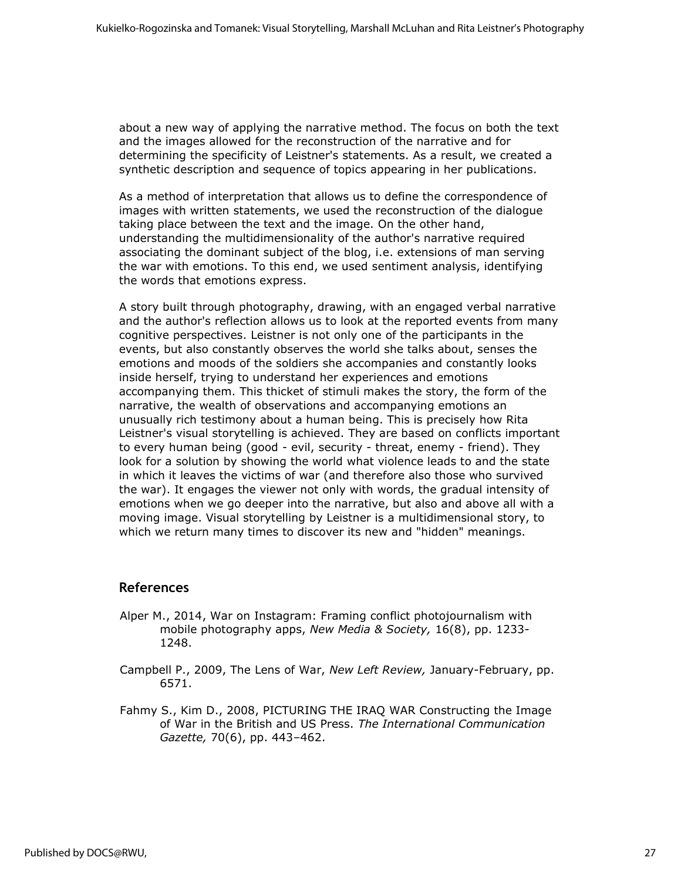about a new way of applying the narrative method. The focus on both the text and the images allowed for the reconstruction of the narrative and for determining the specificity of Leistner's statements. As a result, we created a synthetic description and sequence of topics appearing in her publications.

As a method of interpretation that allows us to define the correspondence of images with written statements, we used the reconstruction of the dialogue taking place between the text and the image. On the other hand, understanding the multidimensionality of the author's narrative required associating the dominant subject of the blog, i.e. extensions of man serving the war with emotions. To this end, we used sentiment analysis, identifying the words that emotions express.

A story built through photography, drawing, with an engaged verbal narrative and the author's reflection allows us to look at the reported events from many cognitive perspectives. Leistner is not only one of the participants in the events, but also constantly observes the world she talks about, senses the emotions and moods of the soldiers she accompanies and constantly looks inside herself, trying to understand her experiences and emotions accompanying them. This thicket of stimuli makes the story, the form of the narrative, the wealth of observations and accompanying emotions an unusually rich testimony about a human being. This is precisely how Rita Leistner's visual storytelling is achieved. They are based on conflicts important to every human being (good - evil, security - threat, enemy - friend). They look for a solution by showing the world what violence leads to and the state in which it leaves the victims of war (and therefore also those who survived the war). It engages the viewer not only with words, the gradual intensity of emotions when we go deeper into the narrative, but also and above all with a moving image. Visual storytelling by Leistner is a multidimensional story, to which we return many times to discover its new and "hidden" meanings.

## References

Alper M., 2014, War on Instagram: Framing conflict photojournalism with mobile photography apps, *New Media & Society,* 16(8), pp. 1233-1248.

Campbell P., 2009, The Lens of War, *New Left Review,* January-February, pp. 6571.

Fahmy S., Kim D., 2008, PICTURING THE IRAQ WAR Constructing the Image of War in the British and US Press. *The International Communication Gazette,* 70(6), pp. 443–462.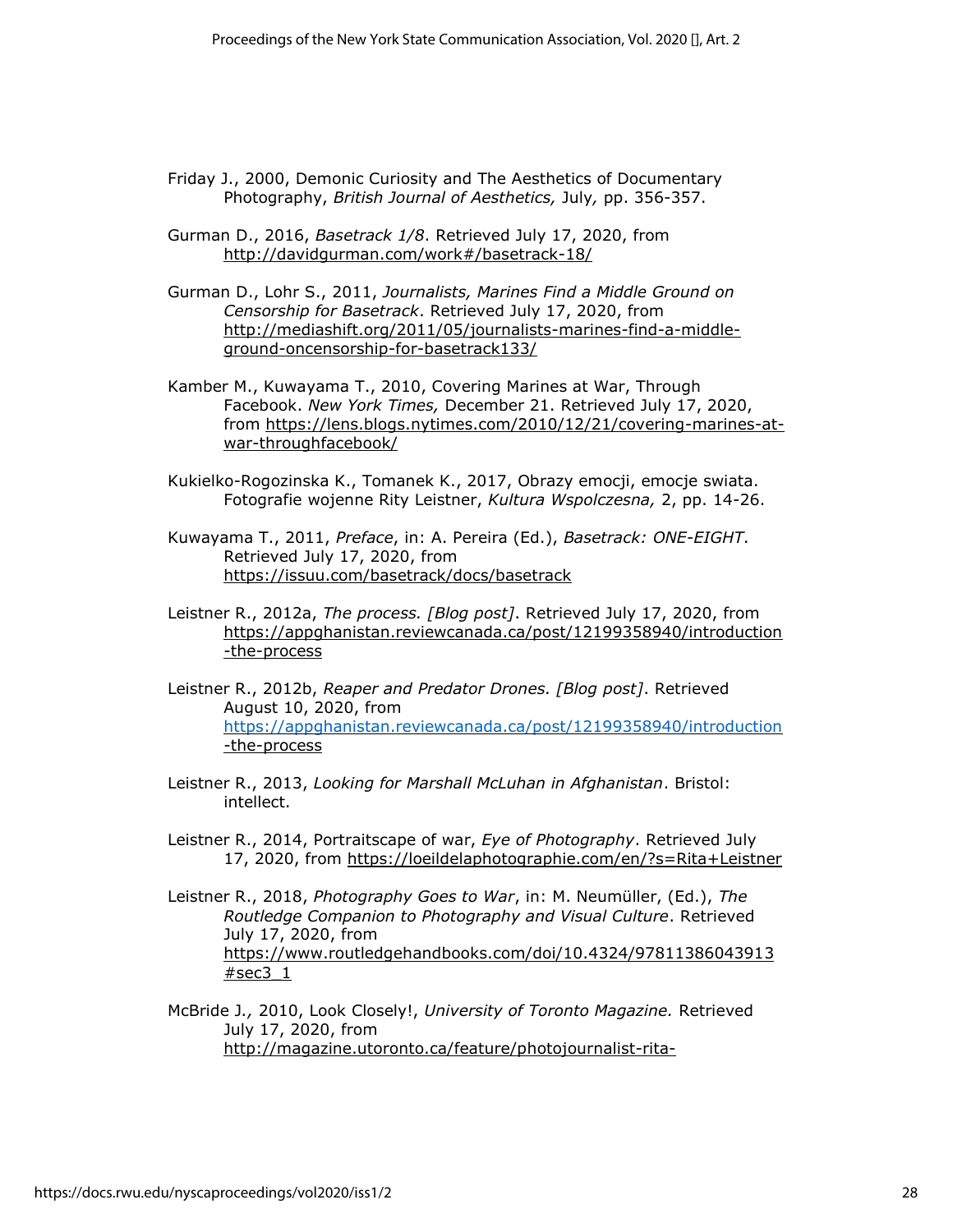Friday J., 2000, Demonic Curiosity and The Aesthetics of Documentary Photography, *British Journal of Aesthetics,* July*,* pp. 356-357.

Gurman D., 2016, *Basetrack 1/8*. Retrieved July 17, 2020, from http://davidgurman.com/work#/basetrack-18/

Gurman D., Lohr S., 2011, *Journalists, Marines Find a Middle Ground on Censorship for Basetrack*. Retrieved July 17, 2020, from http://mediashift.org/2011/05/journalists-marines-find-a-middle-ground-oncensorship-for-basetrack133/

Kamber M., Kuwayama T., 2010, Covering Marines at War, Through Facebook. *New York Times,* December 21. Retrieved July 17, 2020, from https://lens.blogs.nytimes.com/2010/12/21/covering-marines-at-war-throughfacebook/

Kukielko-Rogozinska K., Tomanek K., 2017, Obrazy emocji, emocje swiata. Fotografie wojenne Rity Leistner, *Kultura Wspolczesna,* 2, pp. 14-26.

Kuwayama T., 2011, *Preface*, in: A. Pereira (Ed.), *Basetrack: ONE-EIGHT*. Retrieved July 17, 2020, from https://issuu.com/basetrack/docs/basetrack

Leistner R., 2012a, *The process. [Blog post]*. Retrieved July 17, 2020, from https://appghanistan.reviewcanada.ca/post/12199358940/introduction-the-process

Leistner R., 2012b, *Reaper and Predator Drones. [Blog post]*. Retrieved August 10, 2020, from https://appghanistan.reviewcanada.ca/post/12199358940/introduction-the-process

Leistner R., 2013, *Looking for Marshall McLuhan in Afghanistan*. Bristol: intellect.

Leistner R., 2014, Portraitscape of war, *Eye of Photography*. Retrieved July 17, 2020, from https://loeildelaphotographie.com/en/?s=Rita+Leistner

Leistner R., 2018, *Photography Goes to War*, in: M. Neumüller, (Ed.), *The Routledge Companion to Photography and Visual Culture*. Retrieved July 17, 2020, from https://www.routledgehandbooks.com/doi/10.4324/97811386043913#sec3_1

McBride J*.,* 2010, Look Closely!, *University of Toronto Magazine.* Retrieved July 17, 2020, from http://magazine.utoronto.ca/feature/photojournalist-rita-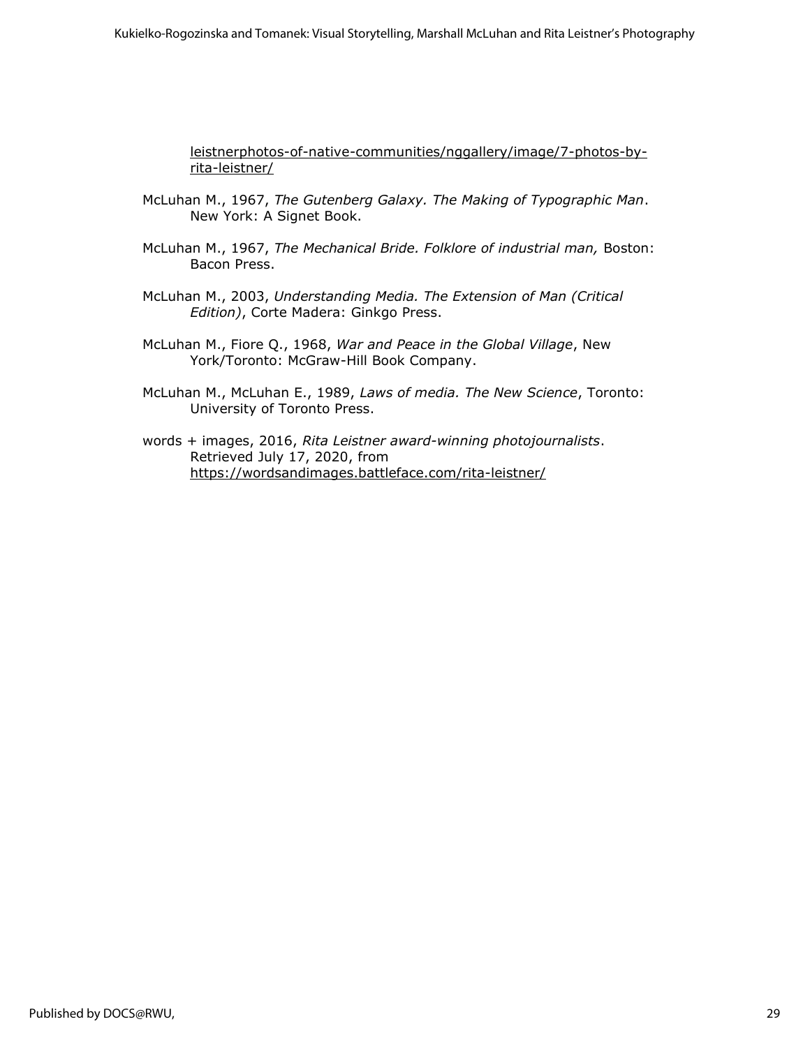leistnerphotos-of-native-communities/nggallery/image/7-photos-by-rita-leistner/

McLuhan M., 1967, *The Gutenberg Galaxy. The Making of Typographic Man*. New York: A Signet Book.

McLuhan M., 1967, *The Mechanical Bride. Folklore of industrial man,* Boston: Bacon Press.

McLuhan M., 2003, *Understanding Media. The Extension of Man (Critical Edition)*, Corte Madera: Ginkgo Press.

McLuhan M., Fiore Q., 1968, *War and Peace in the Global Village*, New York/Toronto: McGraw-Hill Book Company.

McLuhan M., McLuhan E., 1989, *Laws of media. The New Science*, Toronto: University of Toronto Press.

words + images, 2016, *Rita Leistner award-winning photojournalists*. Retrieved July 17, 2020, from https://wordsandimages.battleface.com/rita-leistner/